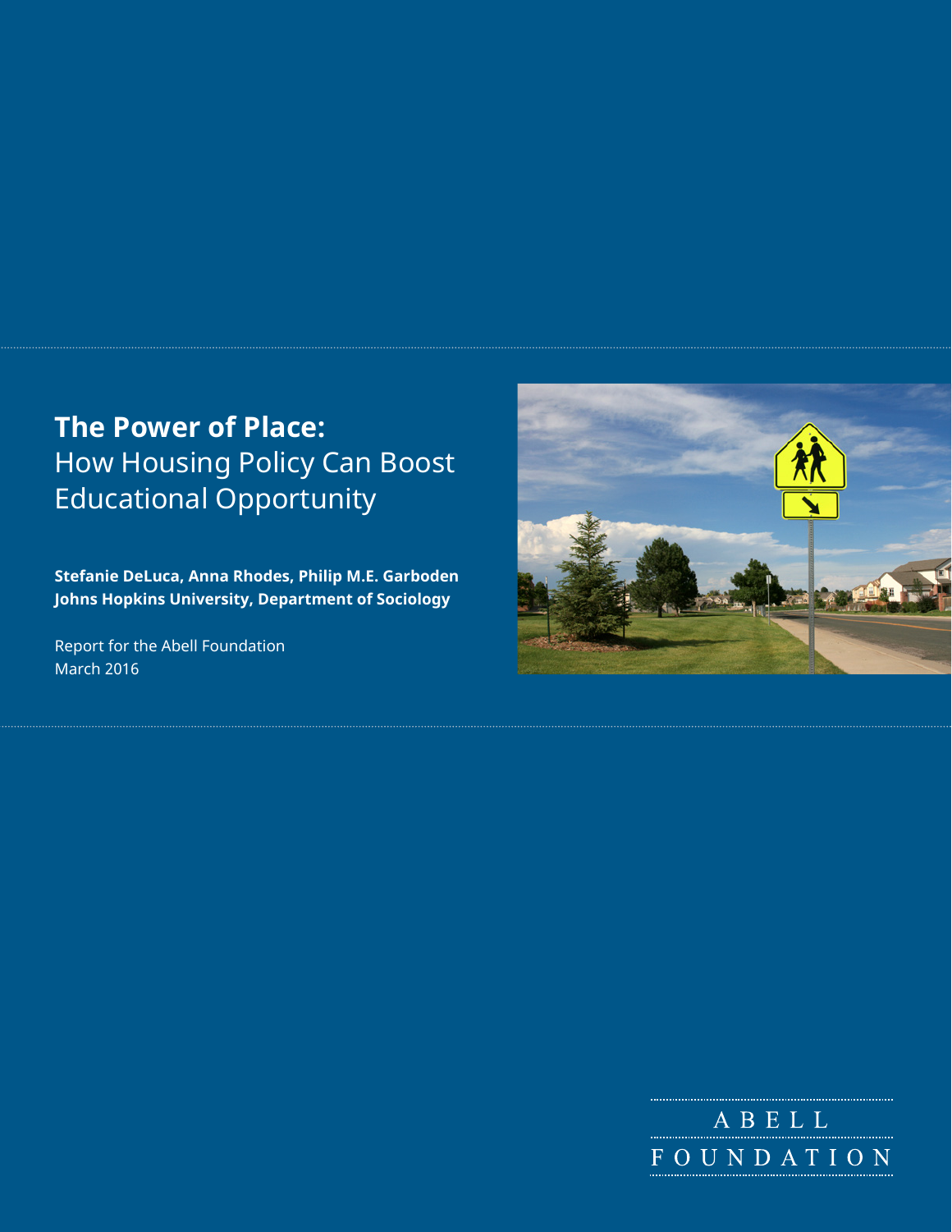# **The Power of Place:** How Housing Policy Can Boost Educational Opportunity

**Stefanie DeLuca, Anna Rhodes, Philip M.E. Garboden**
**Johns Hopkins University, Department of Sociology**

Report for the Abell Foundation
March 2016

ABELL FOUNDATION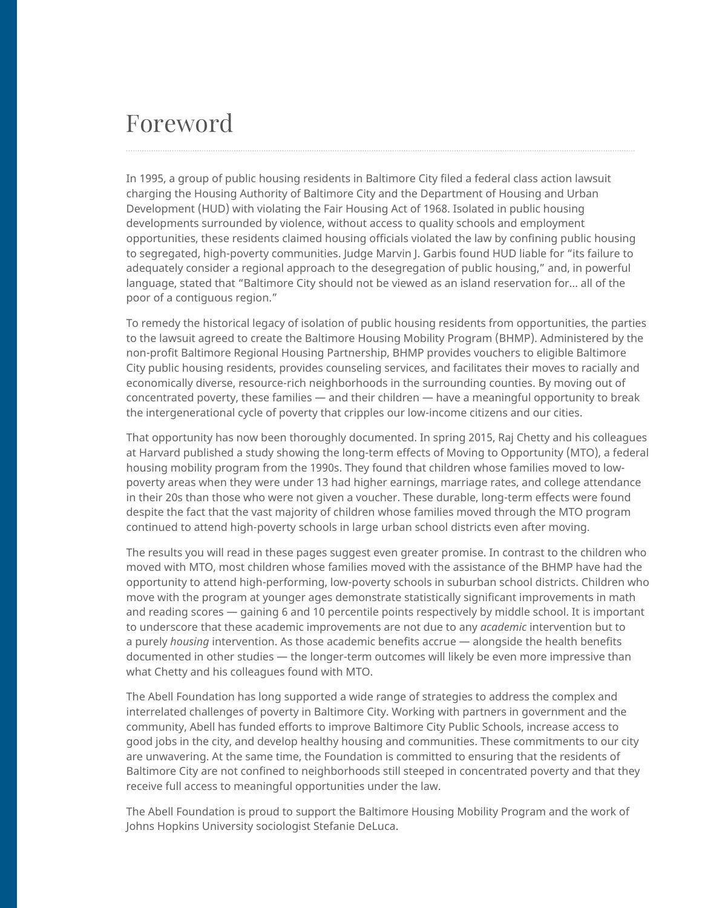# Foreword

In 1995, a group of public housing residents in Baltimore City filed a federal class action lawsuit charging the Housing Authority of Baltimore City and the Department of Housing and Urban Development (HUD) with violating the Fair Housing Act of 1968. Isolated in public housing developments surrounded by violence, without access to quality schools and employment opportunities, these residents claimed housing officials violated the law by confining public housing to segregated, high-poverty communities. Judge Marvin J. Garbis found HUD liable for "its failure to adequately consider a regional approach to the desegregation of public housing," and, in powerful language, stated that "Baltimore City should not be viewed as an island reservation for... all of the poor of a contiguous region."

To remedy the historical legacy of isolation of public housing residents from opportunities, the parties to the lawsuit agreed to create the Baltimore Housing Mobility Program (BHMP). Administered by the non-profit Baltimore Regional Housing Partnership, BHMP provides vouchers to eligible Baltimore City public housing residents, provides counseling services, and facilitates their moves to racially and economically diverse, resource-rich neighborhoods in the surrounding counties. By moving out of concentrated poverty, these families — and their children — have a meaningful opportunity to break the intergenerational cycle of poverty that cripples our low-income citizens and our cities.

That opportunity has now been thoroughly documented. In spring 2015, Raj Chetty and his colleagues at Harvard published a study showing the long-term effects of Moving to Opportunity (MTO), a federal housing mobility program from the 1990s. They found that children whose families moved to low-poverty areas when they were under 13 had higher earnings, marriage rates, and college attendance in their 20s than those who were not given a voucher. These durable, long-term effects were found despite the fact that the vast majority of children whose families moved through the MTO program continued to attend high-poverty schools in large urban school districts even after moving.

The results you will read in these pages suggest even greater promise. In contrast to the children who moved with MTO, most children whose families moved with the assistance of the BHMP have had the opportunity to attend high-performing, low-poverty schools in suburban school districts. Children who move with the program at younger ages demonstrate statistically significant improvements in math and reading scores — gaining 6 and 10 percentile points respectively by middle school. It is important to underscore that these academic improvements are not due to any *academic* intervention but to a purely *housing* intervention. As those academic benefits accrue — alongside the health benefits documented in other studies — the longer-term outcomes will likely be even more impressive than what Chetty and his colleagues found with MTO.

The Abell Foundation has long supported a wide range of strategies to address the complex and interrelated challenges of poverty in Baltimore City. Working with partners in government and the community, Abell has funded efforts to improve Baltimore City Public Schools, increase access to good jobs in the city, and develop healthy housing and communities. These commitments to our city are unwavering. At the same time, the Foundation is committed to ensuring that the residents of Baltimore City are not confined to neighborhoods still steeped in concentrated poverty and that they receive full access to meaningful opportunities under the law.

The Abell Foundation is proud to support the Baltimore Housing Mobility Program and the work of Johns Hopkins University sociologist Stefanie DeLuca.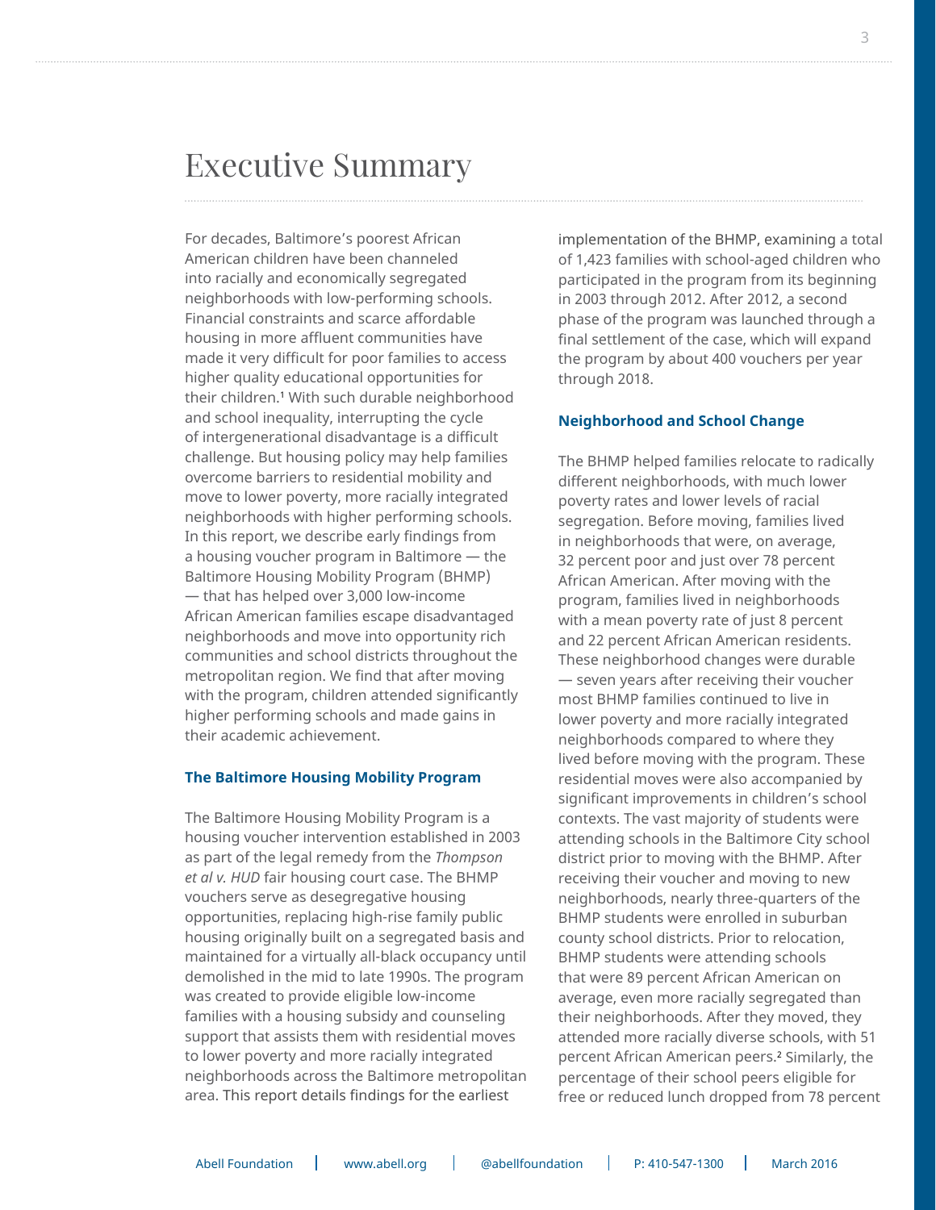# Executive Summary

For decades, Baltimore's poorest African American children have been channeled into racially and economically segregated neighborhoods with low-performing schools. Financial constraints and scarce affordable housing in more affluent communities have made it very difficult for poor families to access higher quality educational opportunities for their children.[1] With such durable neighborhood and school inequality, interrupting the cycle of intergenerational disadvantage is a difficult challenge. But housing policy may help families overcome barriers to residential mobility and move to lower poverty, more racially integrated neighborhoods with higher performing schools. In this report, we describe early findings from a housing voucher program in Baltimore — the Baltimore Housing Mobility Program (BHMP) — that has helped over 3,000 low-income African American families escape disadvantaged neighborhoods and move into opportunity rich communities and school districts throughout the metropolitan region. We find that after moving with the program, children attended significantly higher performing schools and made gains in their academic achievement.

### The Baltimore Housing Mobility Program

The Baltimore Housing Mobility Program is a housing voucher intervention established in 2003 as part of the legal remedy from the *Thompson et al v. HUD* fair housing court case. The BHMP vouchers serve as desegregative housing opportunities, replacing high-rise family public housing originally built on a segregated basis and maintained for a virtually all-black occupancy until demolished in the mid to late 1990s. The program was created to provide eligible low-income families with a housing subsidy and counseling support that assists them with residential moves to lower poverty and more racially integrated neighborhoods across the Baltimore metropolitan area. This report details findings for the earliest implementation of the BHMP, examining a total of 1,423 families with school-aged children who participated in the program from its beginning in 2003 through 2012. After 2012, a second phase of the program was launched through a final settlement of the case, which will expand the program by about 400 vouchers per year through 2018.

### Neighborhood and School Change

The BHMP helped families relocate to radically different neighborhoods, with much lower poverty rates and lower levels of racial segregation. Before moving, families lived in neighborhoods that were, on average, 32 percent poor and just over 78 percent African American. After moving with the program, families lived in neighborhoods with a mean poverty rate of just 8 percent and 22 percent African American residents. These neighborhood changes were durable — seven years after receiving their voucher most BHMP families continued to live in lower poverty and more racially integrated neighborhoods compared to where they lived before moving with the program. These residential moves were also accompanied by significant improvements in children's school contexts. The vast majority of students were attending schools in the Baltimore City school district prior to moving with the BHMP. After receiving their voucher and moving to new neighborhoods, nearly three-quarters of the BHMP students were enrolled in suburban county school districts. Prior to relocation, BHMP students were attending schools that were 89 percent African American on average, even more racially segregated than their neighborhoods. After they moved, they attended more racially diverse schools, with 51 percent African American peers.[2] Similarly, the percentage of their school peers eligible for free or reduced lunch dropped from 78 percent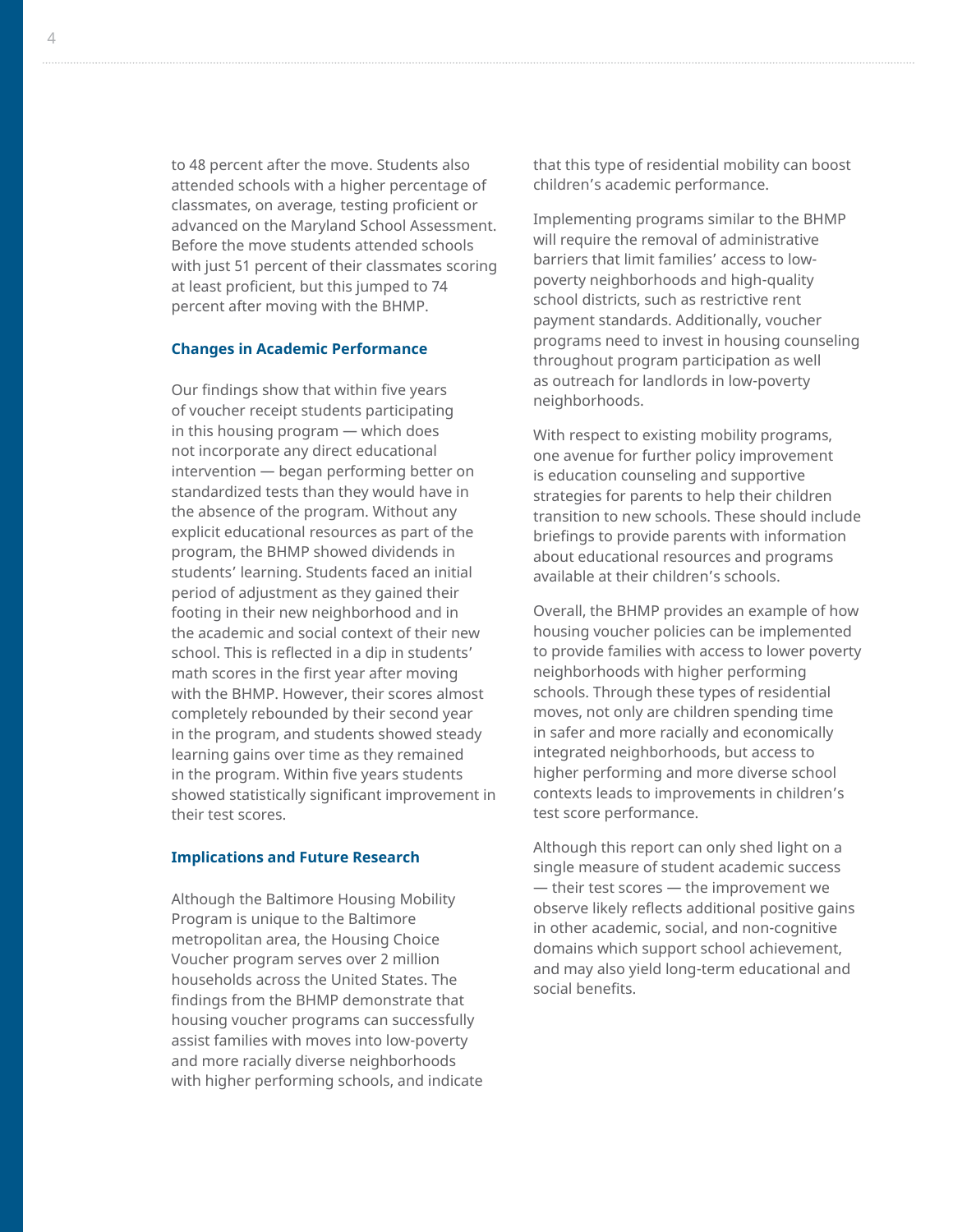to 48 percent after the move. Students also attended schools with a higher percentage of classmates, on average, testing proficient or advanced on the Maryland School Assessment. Before the move students attended schools with just 51 percent of their classmates scoring at least proficient, but this jumped to 74 percent after moving with the BHMP.

### Changes in Academic Performance

Our findings show that within five years of voucher receipt students participating in this housing program — which does not incorporate any direct educational intervention — began performing better on standardized tests than they would have in the absence of the program. Without any explicit educational resources as part of the program, the BHMP showed dividends in students' learning. Students faced an initial period of adjustment as they gained their footing in their new neighborhood and in the academic and social context of their new school. This is reflected in a dip in students' math scores in the first year after moving with the BHMP. However, their scores almost completely rebounded by their second year in the program, and students showed steady learning gains over time as they remained in the program. Within five years students showed statistically significant improvement in their test scores.

### Implications and Future Research

Although the Baltimore Housing Mobility Program is unique to the Baltimore metropolitan area, the Housing Choice Voucher program serves over 2 million households across the United States. The findings from the BHMP demonstrate that housing voucher programs can successfully assist families with moves into low-poverty and more racially diverse neighborhoods with higher performing schools, and indicate that this type of residential mobility can boost children's academic performance.

Implementing programs similar to the BHMP will require the removal of administrative barriers that limit families' access to low-poverty neighborhoods and high-quality school districts, such as restrictive rent payment standards. Additionally, voucher programs need to invest in housing counseling throughout program participation as well as outreach for landlords in low-poverty neighborhoods.

With respect to existing mobility programs, one avenue for further policy improvement is education counseling and supportive strategies for parents to help their children transition to new schools. These should include briefings to provide parents with information about educational resources and programs available at their children's schools.

Overall, the BHMP provides an example of how housing voucher policies can be implemented to provide families with access to lower poverty neighborhoods with higher performing schools. Through these types of residential moves, not only are children spending time in safer and more racially and economically integrated neighborhoods, but access to higher performing and more diverse school contexts leads to improvements in children's test score performance.

Although this report can only shed light on a single measure of student academic success — their test scores — the improvement we observe likely reflects additional positive gains in other academic, social, and non-cognitive domains which support school achievement, and may also yield long-term educational and social benefits.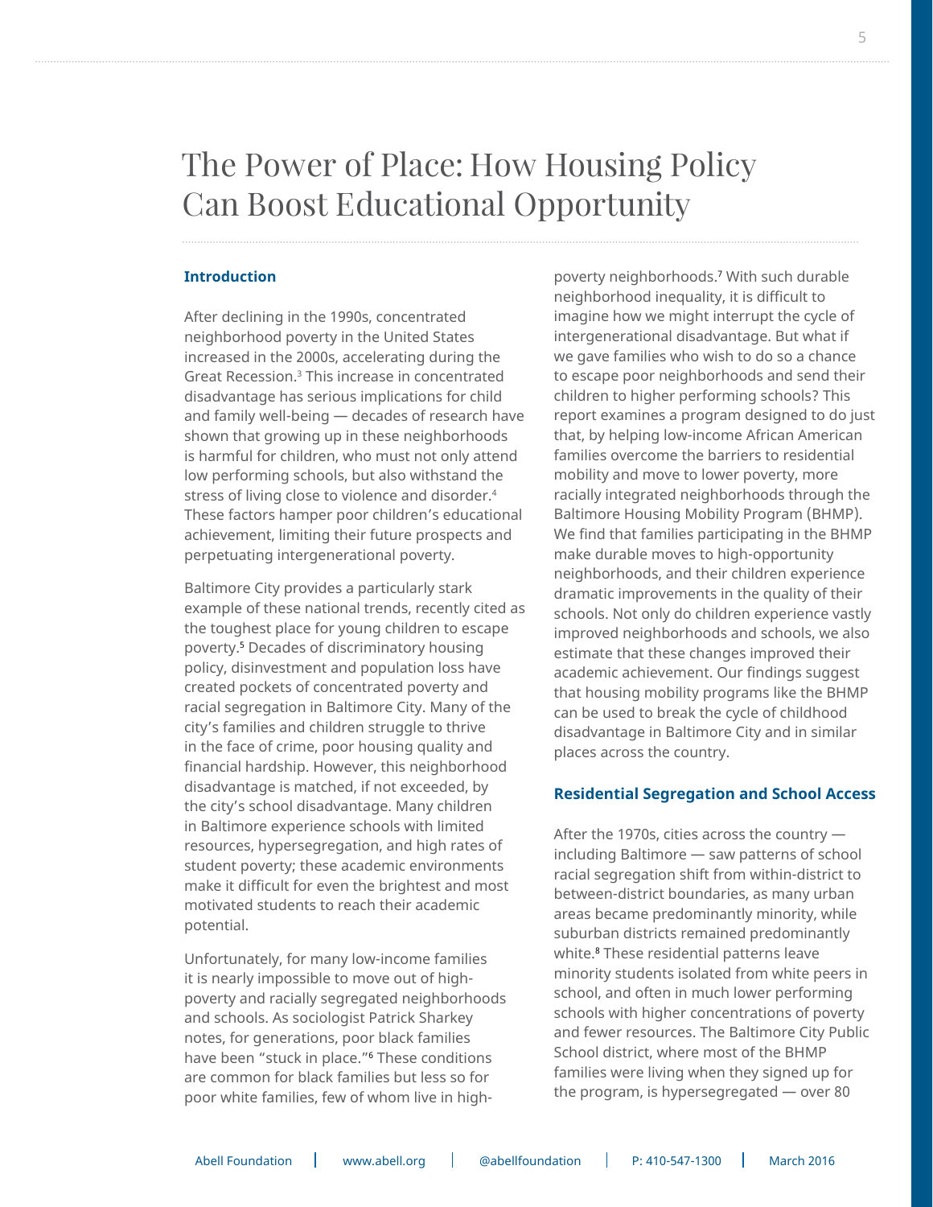# The Power of Place: How Housing Policy Can Boost Educational Opportunity

## Introduction

After declining in the 1990s, concentrated neighborhood poverty in the United States increased in the 2000s, accelerating during the Great Recession.[3] This increase in concentrated disadvantage has serious implications for child and family well-being — decades of research have shown that growing up in these neighborhoods is harmful for children, who must not only attend low performing schools, but also withstand the stress of living close to violence and disorder.[4] These factors hamper poor children's educational achievement, limiting their future prospects and perpetuating intergenerational poverty.

Baltimore City provides a particularly stark example of these national trends, recently cited as the toughest place for young children to escape poverty.[5] Decades of discriminatory housing policy, disinvestment and population loss have created pockets of concentrated poverty and racial segregation in Baltimore City. Many of the city's families and children struggle to thrive in the face of crime, poor housing quality and financial hardship. However, this neighborhood disadvantage is matched, if not exceeded, by the city's school disadvantage. Many children in Baltimore experience schools with limited resources, hypersegregation, and high rates of student poverty; these academic environments make it difficult for even the brightest and most motivated students to reach their academic potential.

Unfortunately, for many low-income families it is nearly impossible to move out of high-poverty and racially segregated neighborhoods and schools. As sociologist Patrick Sharkey notes, for generations, poor black families have been "stuck in place."[6] These conditions are common for black families but less so for poor white families, few of whom live in high-poverty neighborhoods.[7] With such durable neighborhood inequality, it is difficult to imagine how we might interrupt the cycle of intergenerational disadvantage. But what if we gave families who wish to do so a chance to escape poor neighborhoods and send their children to higher performing schools? This report examines a program designed to do just that, by helping low-income African American families overcome the barriers to residential mobility and move to lower poverty, more racially integrated neighborhoods through the Baltimore Housing Mobility Program (BHMP). We find that families participating in the BHMP make durable moves to high-opportunity neighborhoods, and their children experience dramatic improvements in the quality of their schools. Not only do children experience vastly improved neighborhoods and schools, we also estimate that these changes improved their academic achievement. Our findings suggest that housing mobility programs like the BHMP can be used to break the cycle of childhood disadvantage in Baltimore City and in similar places across the country.

## Residential Segregation and School Access

After the 1970s, cities across the country — including Baltimore — saw patterns of school racial segregation shift from within-district to between-district boundaries, as many urban areas became predominantly minority, while suburban districts remained predominantly white.[8] These residential patterns leave minority students isolated from white peers in school, and often in much lower performing schools with higher concentrations of poverty and fewer resources. The Baltimore City Public School district, where most of the BHMP families were living when they signed up for the program, is hypersegregated — over 80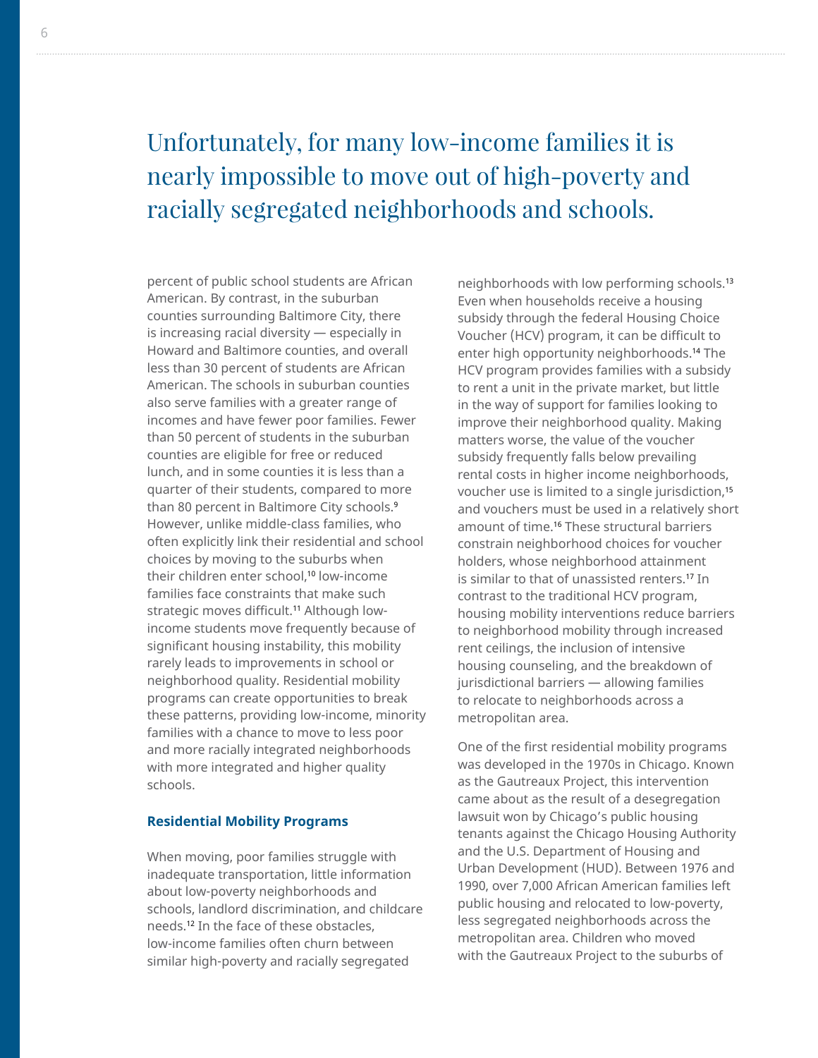## Unfortunately, for many low-income families it is nearly impossible to move out of high-poverty and racially segregated neighborhoods and schools.

percent of public school students are African American. By contrast, in the suburban counties surrounding Baltimore City, there is increasing racial diversity — especially in Howard and Baltimore counties, and overall less than 30 percent of students are African American. The schools in suburban counties also serve families with a greater range of incomes and have fewer poor families. Fewer than 50 percent of students in the suburban counties are eligible for free or reduced lunch, and in some counties it is less than a quarter of their students, compared to more than 80 percent in Baltimore City schools.[9] However, unlike middle-class families, who often explicitly link their residential and school choices by moving to the suburbs when their children enter school,[10] low-income families face constraints that make such strategic moves difficult.[11] Although low-income students move frequently because of significant housing instability, this mobility rarely leads to improvements in school or neighborhood quality. Residential mobility programs can create opportunities to break these patterns, providing low-income, minority families with a chance to move to less poor and more racially integrated neighborhoods with more integrated and higher quality schools.

### Residential Mobility Programs

When moving, poor families struggle with inadequate transportation, little information about low-poverty neighborhoods and schools, landlord discrimination, and childcare needs.[12] In the face of these obstacles, low-income families often churn between similar high-poverty and racially segregated neighborhoods with low performing schools.[13] Even when households receive a housing subsidy through the federal Housing Choice Voucher (HCV) program, it can be difficult to enter high opportunity neighborhoods.[14] The HCV program provides families with a subsidy to rent a unit in the private market, but little in the way of support for families looking to improve their neighborhood quality. Making matters worse, the value of the voucher subsidy frequently falls below prevailing rental costs in higher income neighborhoods, voucher use is limited to a single jurisdiction,[15] and vouchers must be used in a relatively short amount of time.[16] These structural barriers constrain neighborhood choices for voucher holders, whose neighborhood attainment is similar to that of unassisted renters.[17] In contrast to the traditional HCV program, housing mobility interventions reduce barriers to neighborhood mobility through increased rent ceilings, the inclusion of intensive housing counseling, and the breakdown of jurisdictional barriers — allowing families to relocate to neighborhoods across a metropolitan area.

One of the first residential mobility programs was developed in the 1970s in Chicago. Known as the Gautreaux Project, this intervention came about as the result of a desegregation lawsuit won by Chicago's public housing tenants against the Chicago Housing Authority and the U.S. Department of Housing and Urban Development (HUD). Between 1976 and 1990, over 7,000 African American families left public housing and relocated to low-poverty, less segregated neighborhoods across the metropolitan area. Children who moved with the Gautreaux Project to the suburbs of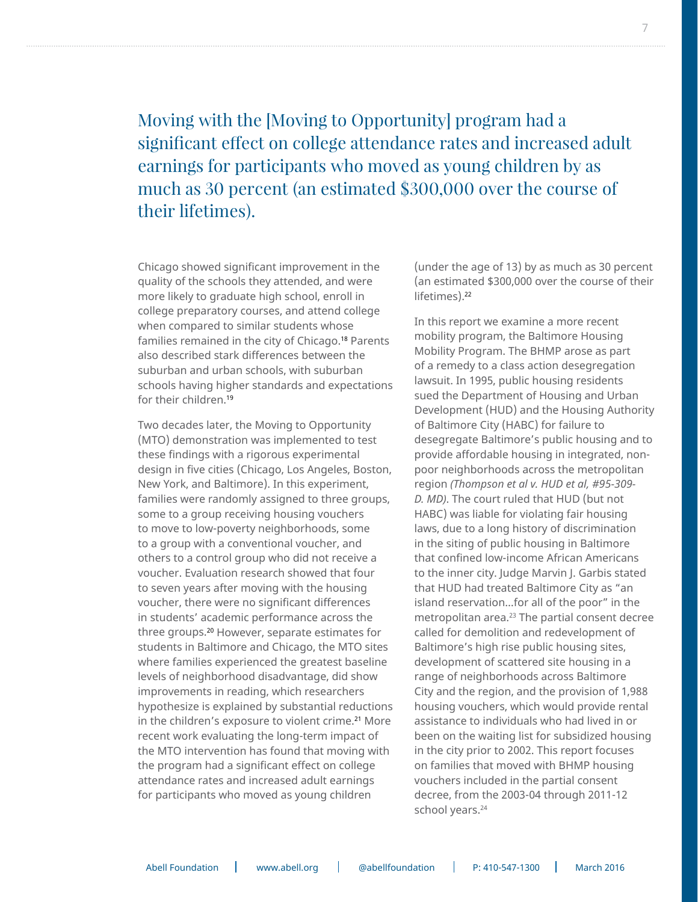> Moving with the [Moving to Opportunity] program had a significant effect on college attendance rates and increased adult earnings for participants who moved as young children by as much as 30 percent (an estimated $300,000 over the course of their lifetimes).

Chicago showed significant improvement in the quality of the schools they attended, and were more likely to graduate high school, enroll in college preparatory courses, and attend college when compared to similar students whose families remained in the city of Chicago.[18] Parents also described stark differences between the suburban and urban schools, with suburban schools having higher standards and expectations for their children.[19]

Two decades later, the Moving to Opportunity (MTO) demonstration was implemented to test these findings with a rigorous experimental design in five cities (Chicago, Los Angeles, Boston, New York, and Baltimore). In this experiment, families were randomly assigned to three groups, some to a group receiving housing vouchers to move to low-poverty neighborhoods, some to a group with a conventional voucher, and others to a control group who did not receive a voucher. Evaluation research showed that four to seven years after moving with the housing voucher, there were no significant differences in students' academic performance across the three groups.[20] However, separate estimates for students in Baltimore and Chicago, the MTO sites where families experienced the greatest baseline levels of neighborhood disadvantage, did show improvements in reading, which researchers hypothesize is explained by substantial reductions in the children's exposure to violent crime.[21] More recent work evaluating the long-term impact of the MTO intervention has found that moving with the program had a significant effect on college attendance rates and increased adult earnings for participants who moved as young children (under the age of 13) by as much as 30 percent (an estimated $300,000 over the course of their lifetimes).[22]

In this report we examine a more recent mobility program, the Baltimore Housing Mobility Program. The BHMP arose as part of a remedy to a class action desegregation lawsuit. In 1995, public housing residents sued the Department of Housing and Urban Development (HUD) and the Housing Authority of Baltimore City (HABC) for failure to desegregate Baltimore's public housing and to provide affordable housing in integrated, non-poor neighborhoods across the metropolitan region *(Thompson et al v. HUD et al, #95-309-D. MD)*. The court ruled that HUD (but not HABC) was liable for violating fair housing laws, due to a long history of discrimination in the siting of public housing in Baltimore that confined low-income African Americans to the inner city. Judge Marvin J. Garbis stated that HUD had treated Baltimore City as "an island reservation…for all of the poor" in the metropolitan area.[23] The partial consent decree called for demolition and redevelopment of Baltimore's high rise public housing sites, development of scattered site housing in a range of neighborhoods across Baltimore City and the region, and the provision of 1,988 housing vouchers, which would provide rental assistance to individuals who had lived in or been on the waiting list for subsidized housing in the city prior to 2002. This report focuses on families that moved with BHMP housing vouchers included in the partial consent decree, from the 2003-04 through 2011-12 school years.[24]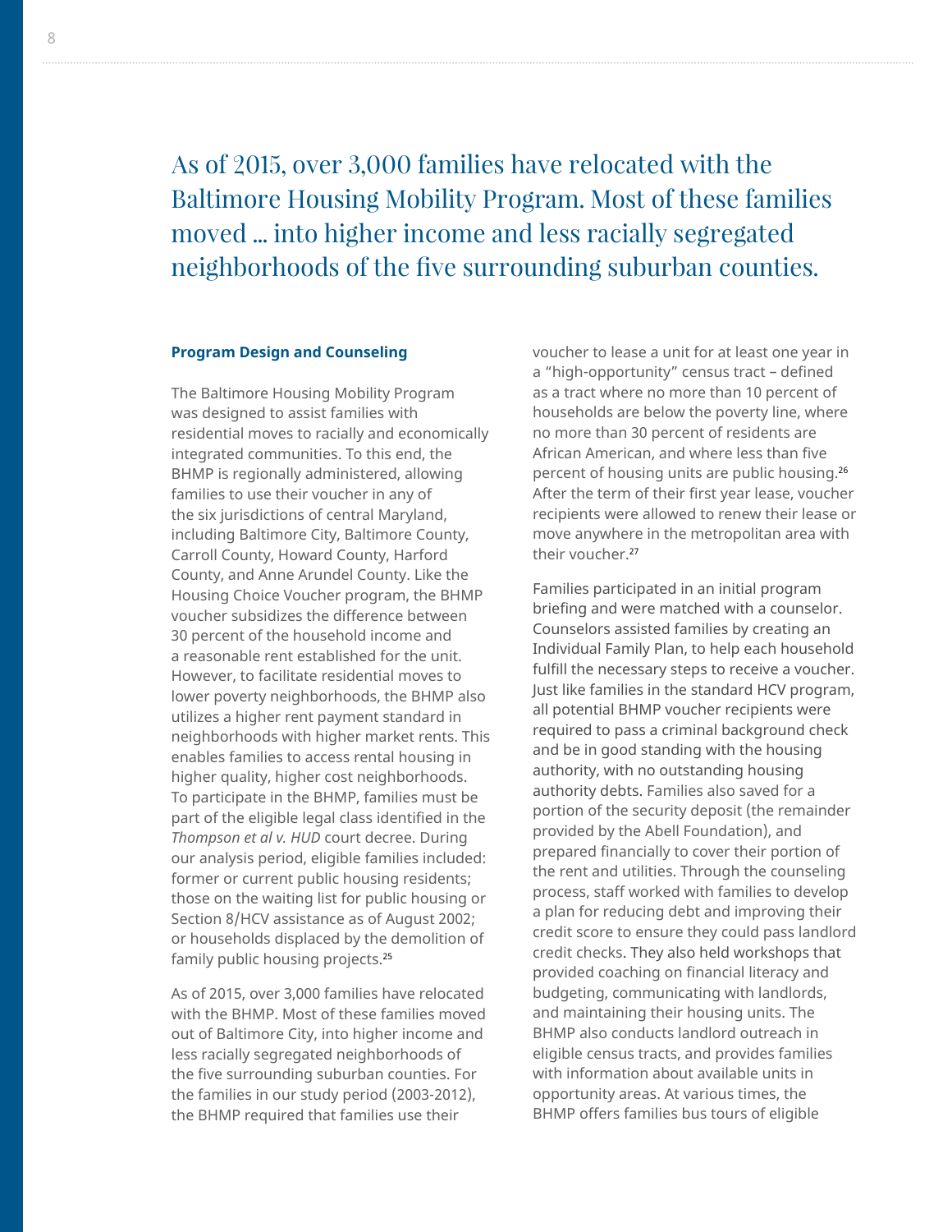> As of 2015, over 3,000 families have relocated with the Baltimore Housing Mobility Program. Most of these families moved ... into higher income and less racially segregated neighborhoods of the five surrounding suburban counties.

### Program Design and Counseling

The Baltimore Housing Mobility Program was designed to assist families with residential moves to racially and economically integrated communities. To this end, the BHMP is regionally administered, allowing families to use their voucher in any of the six jurisdictions of central Maryland, including Baltimore City, Baltimore County, Carroll County, Howard County, Harford County, and Anne Arundel County. Like the Housing Choice Voucher program, the BHMP voucher subsidizes the difference between 30 percent of the household income and a reasonable rent established for the unit. However, to facilitate residential moves to lower poverty neighborhoods, the BHMP also utilizes a higher rent payment standard in neighborhoods with higher market rents. This enables families to access rental housing in higher quality, higher cost neighborhoods. To participate in the BHMP, families must be part of the eligible legal class identified in the *Thompson et al v. HUD* court decree. During our analysis period, eligible families included: former or current public housing residents; those on the waiting list for public housing or Section 8/HCV assistance as of August 2002; or households displaced by the demolition of family public housing projects.[25]

As of 2015, over 3,000 families have relocated with the BHMP. Most of these families moved out of Baltimore City, into higher income and less racially segregated neighborhoods of the five surrounding suburban counties. For the families in our study period (2003-2012), the BHMP required that families use their voucher to lease a unit for at least one year in a "high-opportunity" census tract – defined as a tract where no more than 10 percent of households are below the poverty line, where no more than 30 percent of residents are African American, and where less than five percent of housing units are public housing.[26] After the term of their first year lease, voucher recipients were allowed to renew their lease or move anywhere in the metropolitan area with their voucher.[27]

Families participated in an initial program briefing and were matched with a counselor. Counselors assisted families by creating an Individual Family Plan, to help each household fulfill the necessary steps to receive a voucher. Just like families in the standard HCV program, all potential BHMP voucher recipients were required to pass a criminal background check and be in good standing with the housing authority, with no outstanding housing authority debts. Families also saved for a portion of the security deposit (the remainder provided by the Abell Foundation), and prepared financially to cover their portion of the rent and utilities. Through the counseling process, staff worked with families to develop a plan for reducing debt and improving their credit score to ensure they could pass landlord credit checks. They also held workshops that provided coaching on financial literacy and budgeting, communicating with landlords, and maintaining their housing units. The BHMP also conducts landlord outreach in eligible census tracts, and provides families with information about available units in opportunity areas. At various times, the BHMP offers families bus tours of eligible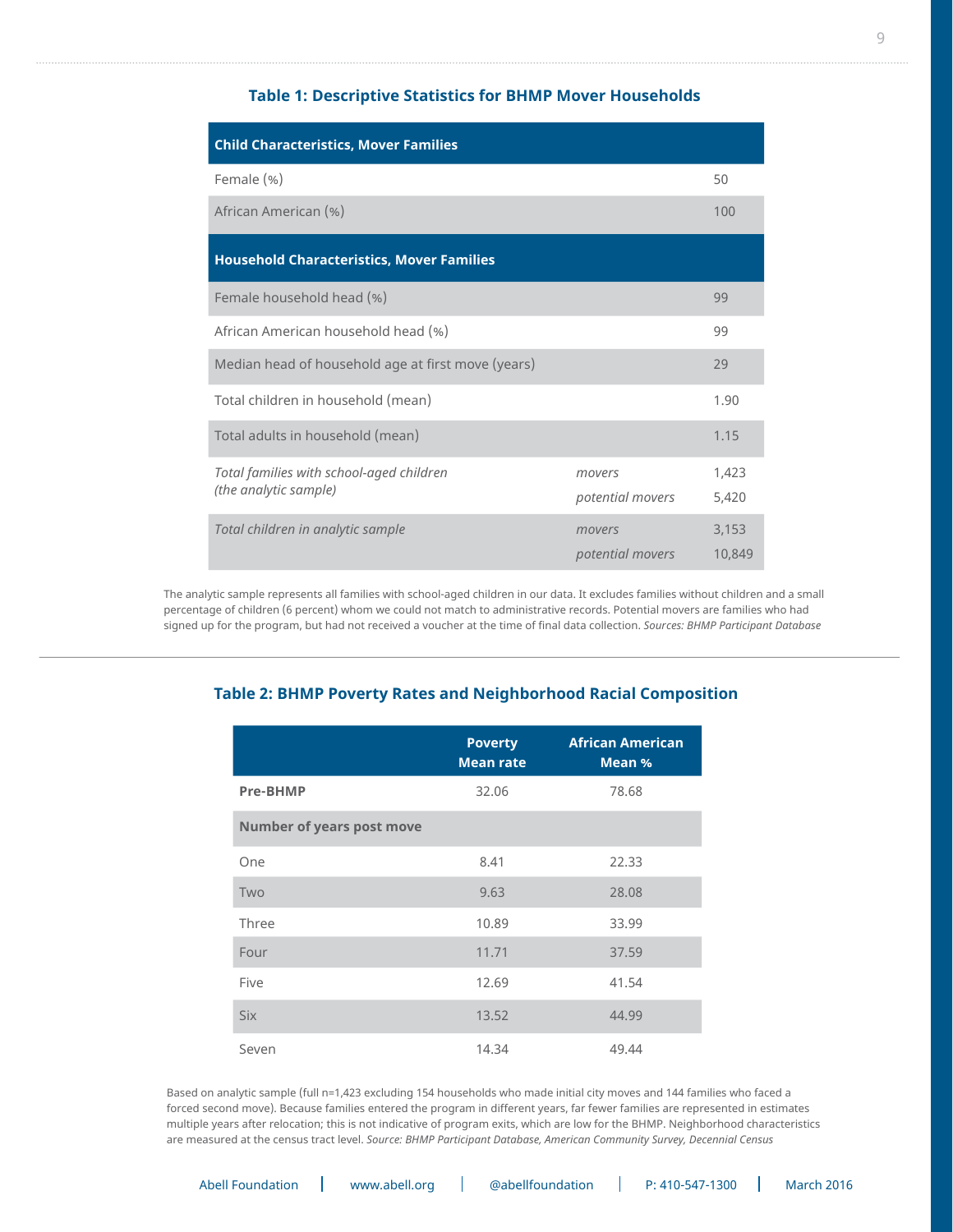### Table 1: Descriptive Statistics for BHMP Mover Households

| **Child Characteristics, Mover Families** | | |
|---|---|---|
| Female (%) | | 50 |
| African American (%) | | 100 |
| **Household Characteristics, Mover Families** | | |
| Female household head (%) | | 99 |
| African American household head (%) | | 99 |
| Median head of household age at first move (years) | | 29 |
| Total children in household (mean) | | 1.90 |
| Total adults in household (mean) | | 1.15 |
| *Total families with school-aged children (the analytic sample)* | *movers* | 1,423 |
| | *potential movers* | 5,420 |
| *Total children in analytic sample* | *movers* | 3,153 |
| | *potential movers* | 10,849 |

The analytic sample represents all families with school-aged children in our data. It excludes families without children and a small percentage of children (6 percent) whom we could not match to administrative records. Potential movers are families who had signed up for the program, but had not received a voucher at the time of final data collection. *Sources: BHMP Participant Database*

### Table 2: BHMP Poverty Rates and Neighborhood Racial Composition

| | Poverty Mean rate | African American Mean % |
|---|---|---|
| **Pre-BHMP** | 32.06 | 78.68 |
| **Number of years post move** | | |
| One | 8.41 | 22.33 |
| Two | 9.63 | 28.08 |
| Three | 10.89 | 33.99 |
| Four | 11.71 | 37.59 |
| Five | 12.69 | 41.54 |
| Six | 13.52 | 44.99 |
| Seven | 14.34 | 49.44 |

Based on analytic sample (full n=1,423 excluding 154 households who made initial city moves and 144 families who faced a forced second move). Because families entered the program in different years, far fewer families are represented in estimates multiple years after relocation; this is not indicative of program exits, which are low for the BHMP. Neighborhood characteristics are measured at the census tract level. *Source: BHMP Participant Database, American Community Survey, Decennial Census*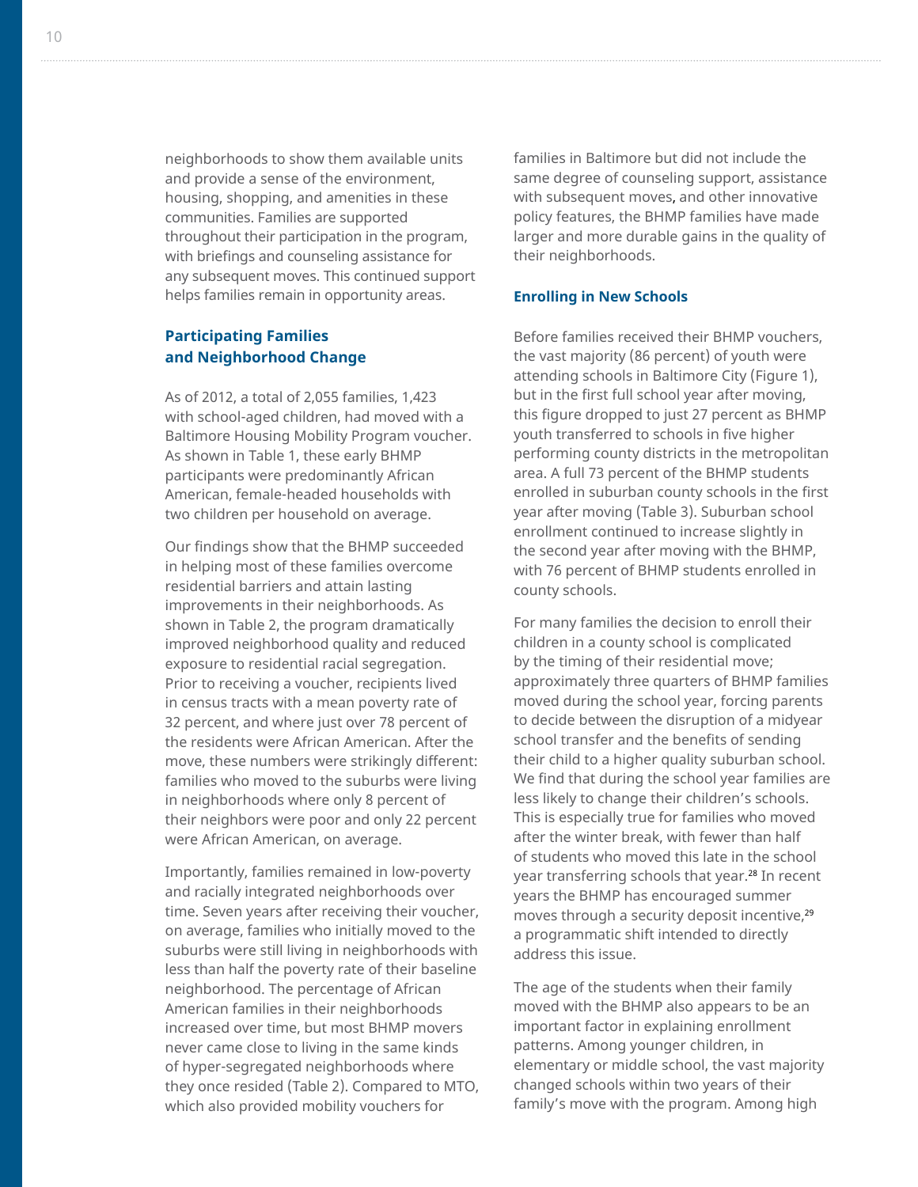neighborhoods to show them available units and provide a sense of the environment, housing, shopping, and amenities in these communities. Families are supported throughout their participation in the program, with briefings and counseling assistance for any subsequent moves. This continued support helps families remain in opportunity areas.

### Participating Families and Neighborhood Change

As of 2012, a total of 2,055 families, 1,423 with school-aged children, had moved with a Baltimore Housing Mobility Program voucher. As shown in Table 1, these early BHMP participants were predominantly African American, female-headed households with two children per household on average.

Our findings show that the BHMP succeeded in helping most of these families overcome residential barriers and attain lasting improvements in their neighborhoods. As shown in Table 2, the program dramatically improved neighborhood quality and reduced exposure to residential racial segregation. Prior to receiving a voucher, recipients lived in census tracts with a mean poverty rate of 32 percent, and where just over 78 percent of the residents were African American. After the move, these numbers were strikingly different: families who moved to the suburbs were living in neighborhoods where only 8 percent of their neighbors were poor and only 22 percent were African American, on average.

Importantly, families remained in low-poverty and racially integrated neighborhoods over time. Seven years after receiving their voucher, on average, families who initially moved to the suburbs were still living in neighborhoods with less than half the poverty rate of their baseline neighborhood. The percentage of African American families in their neighborhoods increased over time, but most BHMP movers never came close to living in the same kinds of hyper-segregated neighborhoods where they once resided (Table 2). Compared to MTO, which also provided mobility vouchers for families in Baltimore but did not include the same degree of counseling support, assistance with subsequent moves, and other innovative policy features, the BHMP families have made larger and more durable gains in the quality of their neighborhoods.

### Enrolling in New Schools

Before families received their BHMP vouchers, the vast majority (86 percent) of youth were attending schools in Baltimore City (Figure 1), but in the first full school year after moving, this figure dropped to just 27 percent as BHMP youth transferred to schools in five higher performing county districts in the metropolitan area. A full 73 percent of the BHMP students enrolled in suburban county schools in the first year after moving (Table 3). Suburban school enrollment continued to increase slightly in the second year after moving with the BHMP, with 76 percent of BHMP students enrolled in county schools.

For many families the decision to enroll their children in a county school is complicated by the timing of their residential move; approximately three quarters of BHMP families moved during the school year, forcing parents to decide between the disruption of a midyear school transfer and the benefits of sending their child to a higher quality suburban school. We find that during the school year families are less likely to change their children's schools. This is especially true for families who moved after the winter break, with fewer than half of students who moved this late in the school year transferring schools that year.[28] In recent years the BHMP has encouraged summer moves through a security deposit incentive,[29] a programmatic shift intended to directly address this issue.

The age of the students when their family moved with the BHMP also appears to be an important factor in explaining enrollment patterns. Among younger children, in elementary or middle school, the vast majority changed schools within two years of their family's move with the program. Among high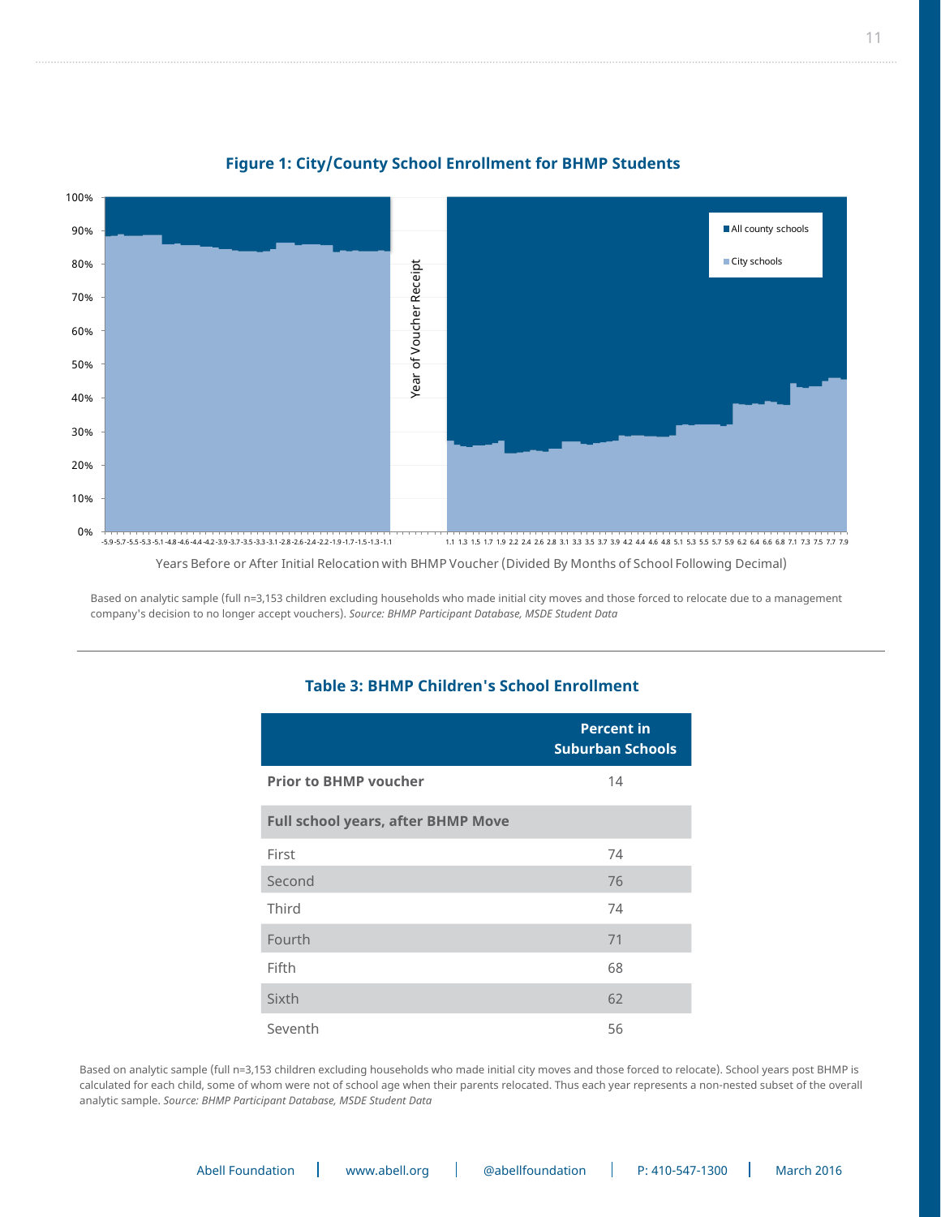**Figure 1: City/County School Enrollment for BHMP Students**

Based on analytic sample (full n=3,153 children excluding households who made initial city moves and those forced to relocate due to a management company's decision to no longer accept vouchers). *Source: BHMP Participant Database, MSDE Student Data*

---

**Table 3: BHMP Children's School Enrollment**

| | Percent in Suburban Schools |
|---|---|
| **Prior to BHMP voucher** | 14 |
| **Full school years, after BHMP Move** | |
| First | 74 |
| Second | 76 |
| Third | 74 |
| Fourth | 71 |
| Fifth | 68 |
| Sixth | 62 |
| Seventh | 56 |

Based on analytic sample (full n=3,153 children excluding households who made initial city moves and those forced to relocate). School years post BHMP is calculated for each child, some of whom were not of school age when their parents relocated. Thus each year represents a non-nested subset of the overall analytic sample. *Source: BHMP Participant Database, MSDE Student Data*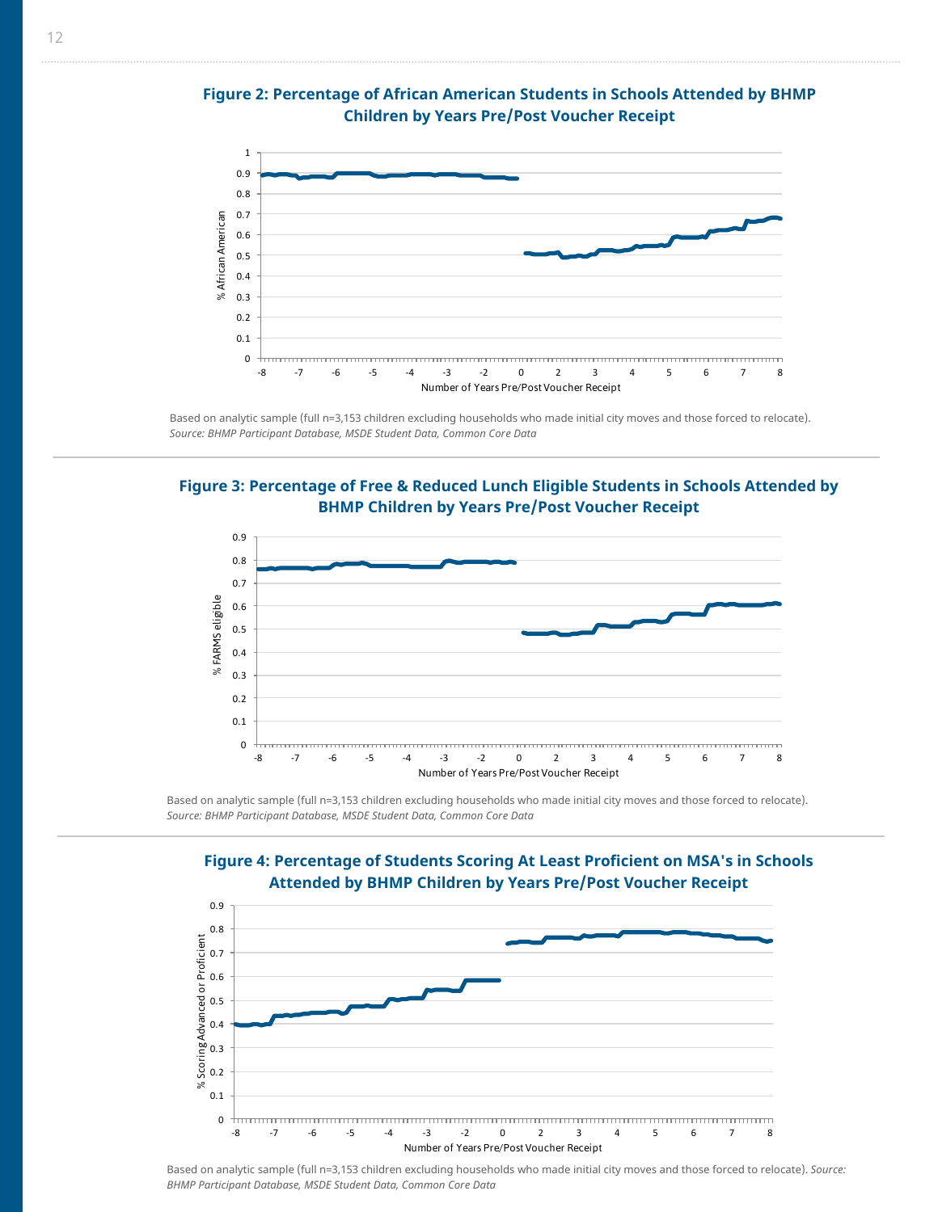**Figure 2: Percentage of African American Students in Schools Attended by BHMP Children by Years Pre/Post Voucher Receipt**

Based on analytic sample (full n=3,153 children excluding households who made initial city moves and those forced to relocate).
*Source: BHMP Participant Database, MSDE Student Data, Common Core Data*

**Figure 3: Percentage of Free & Reduced Lunch Eligible Students in Schools Attended by BHMP Children by Years Pre/Post Voucher Receipt**

Based on analytic sample (full n=3,153 children excluding households who made initial city moves and those forced to relocate).
*Source: BHMP Participant Database, MSDE Student Data, Common Core Data*

**Figure 4: Percentage of Students Scoring At Least Proficient on MSA's in Schools Attended by BHMP Children by Years Pre/Post Voucher Receipt**

Based on analytic sample (full n=3,153 children excluding households who made initial city moves and those forced to relocate). *Source: BHMP Participant Database, MSDE Student Data, Common Core Data*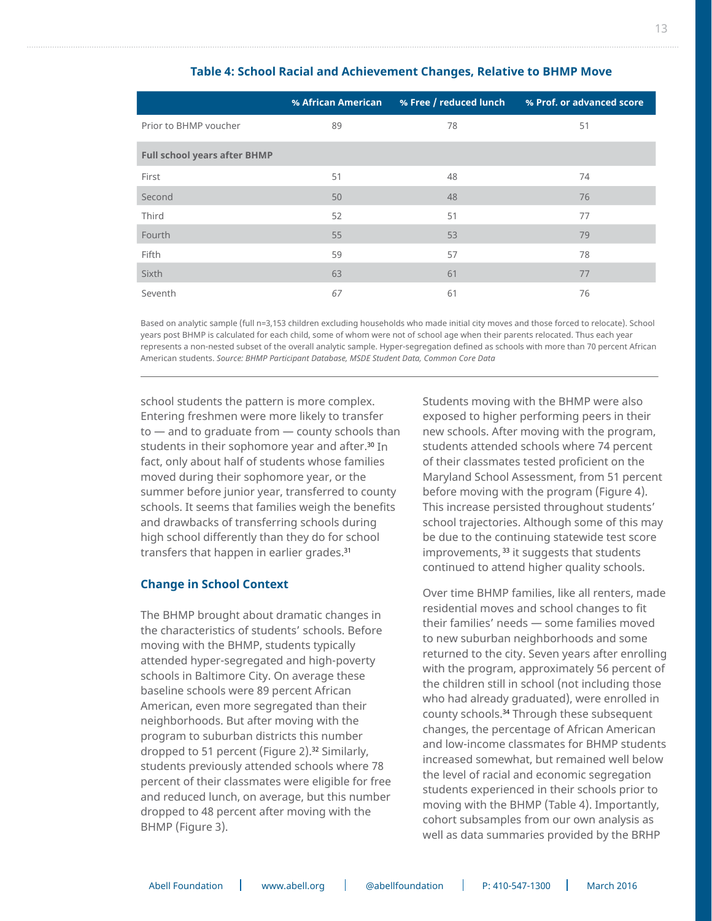**Table 4: School Racial and Achievement Changes, Relative to BHMP Move**

| | % African American | % Free / reduced lunch | % Prof. or advanced score |
|---|---|---|---|
| Prior to BHMP voucher | 89 | 78 | 51 |
| **Full school years after BHMP** | | | |
| First | 51 | 48 | 74 |
| Second | 50 | 48 | 76 |
| Third | 52 | 51 | 77 |
| Fourth | 55 | 53 | 79 |
| Fifth | 59 | 57 | 78 |
| Sixth | 63 | 61 | 77 |
| Seventh | *67* | 61 | 76 |

Based on analytic sample (full n=3,153 children excluding households who made initial city moves and those forced to relocate). School years post BHMP is calculated for each child, some of whom were not of school age when their parents relocated. Thus each year represents a non-nested subset of the overall analytic sample. Hyper-segregation defined as schools with more than 70 percent African American students. *Source: BHMP Participant Database, MSDE Student Data, Common Core Data*

school students the pattern is more complex. Entering freshmen were more likely to transfer to — and to graduate from — county schools than students in their sophomore year and after.[30] In fact, only about half of students whose families moved during their sophomore year, or the summer before junior year, transferred to county schools. It seems that families weigh the benefits and drawbacks of transferring schools during high school differently than they do for school transfers that happen in earlier grades.[31]

## Change in School Context

The BHMP brought about dramatic changes in the characteristics of students' schools. Before moving with the BHMP, students typically attended hyper-segregated and high-poverty schools in Baltimore City. On average these baseline schools were 89 percent African American, even more segregated than their neighborhoods. But after moving with the program to suburban districts this number dropped to 51 percent (Figure 2).[32] Similarly, students previously attended schools where 78 percent of their classmates were eligible for free and reduced lunch, on average, but this number dropped to 48 percent after moving with the BHMP (Figure 3).

Students moving with the BHMP were also exposed to higher performing peers in their new schools. After moving with the program, students attended schools where 74 percent of their classmates tested proficient on the Maryland School Assessment, from 51 percent before moving with the program (Figure 4). This increase persisted throughout students' school trajectories. Although some of this may be due to the continuing statewide test score improvements,[33] it suggests that students continued to attend higher quality schools.

Over time BHMP families, like all renters, made residential moves and school changes to fit their families' needs — some families moved to new suburban neighborhoods and some returned to the city. Seven years after enrolling with the program, approximately 56 percent of the children still in school (not including those who had already graduated), were enrolled in county schools.[34] Through these subsequent changes, the percentage of African American and low-income classmates for BHMP students increased somewhat, but remained well below the level of racial and economic segregation students experienced in their schools prior to moving with the BHMP (Table 4). Importantly, cohort subsamples from our own analysis as well as data summaries provided by the BRHP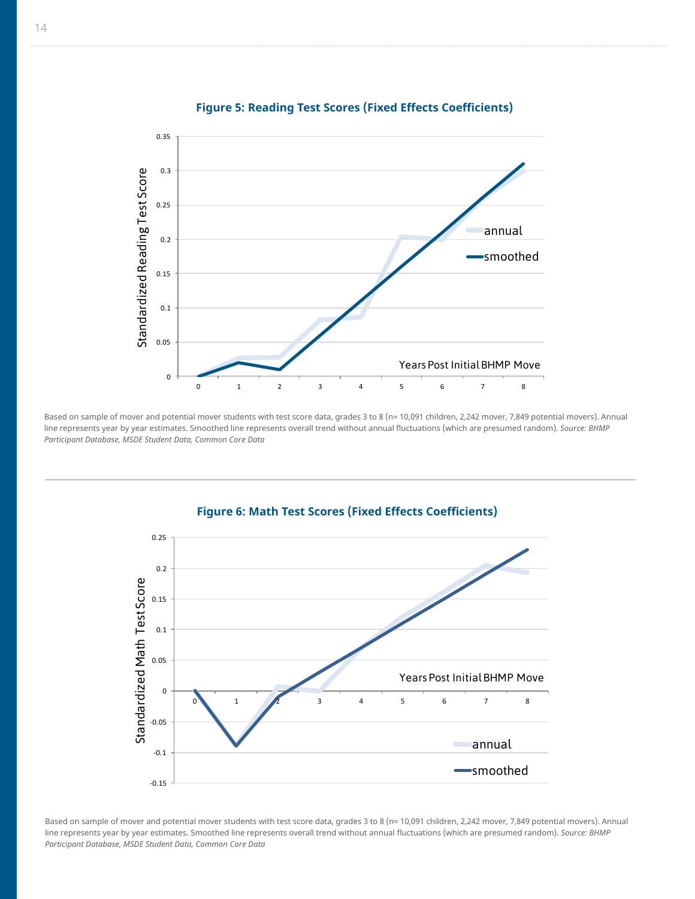**Figure 5: Reading Test Scores (Fixed Effects Coefficients)**

Based on sample of mover and potential mover students with test score data, grades 3 to 8 (n= 10,091 children, 2,242 mover, 7,849 potential movers). Annual line represents year by year estimates. Smoothed line represents overall trend without annual fluctuations (which are presumed random). *Source: BHMP Participant Database, MSDE Student Data, Common Core Data*

---

**Figure 6: Math Test Scores (Fixed Effects Coefficients)**

Based on sample of mover and potential mover students with test score data, grades 3 to 8 (n= 10,091 children, 2,242 mover, 7,849 potential movers). Annual line represents year by year estimates. Smoothed line represents overall trend without annual fluctuations (which are presumed random). *Source: BHMP Participant Database, MSDE Student Data, Common Core Data*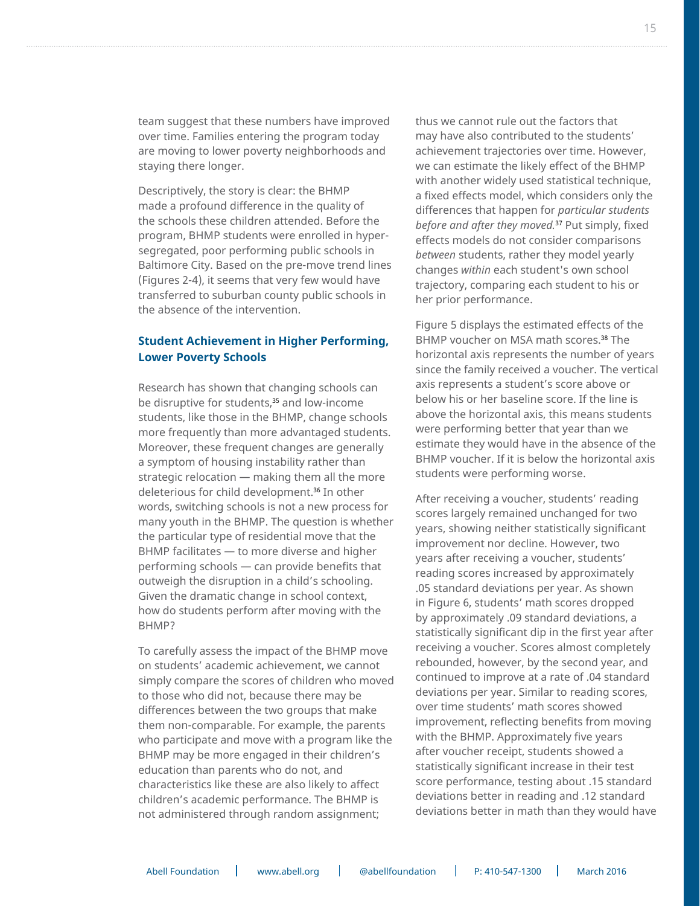team suggest that these numbers have improved over time. Families entering the program today are moving to lower poverty neighborhoods and staying there longer.

Descriptively, the story is clear: the BHMP made a profound difference in the quality of the schools these children attended. Before the program, BHMP students were enrolled in hyper-segregated, poor performing public schools in Baltimore City. Based on the pre-move trend lines (Figures 2-4), it seems that very few would have transferred to suburban county public schools in the absence of the intervention.

## Student Achievement in Higher Performing, Lower Poverty Schools

Research has shown that changing schools can be disruptive for students,[35] and low-income students, like those in the BHMP, change schools more frequently than more advantaged students. Moreover, these frequent changes are generally a symptom of housing instability rather than strategic relocation — making them all the more deleterious for child development.[36] In other words, switching schools is not a new process for many youth in the BHMP. The question is whether the particular type of residential move that the BHMP facilitates — to more diverse and higher performing schools — can provide benefits that outweigh the disruption in a child's schooling. Given the dramatic change in school context, how do students perform after moving with the BHMP?

To carefully assess the impact of the BHMP move on students' academic achievement, we cannot simply compare the scores of children who moved to those who did not, because there may be differences between the two groups that make them non-comparable. For example, the parents who participate and move with a program like the BHMP may be more engaged in their children's education than parents who do not, and characteristics like these are also likely to affect children's academic performance. The BHMP is not administered through random assignment; thus we cannot rule out the factors that may have also contributed to the students' achievement trajectories over time. However, we can estimate the likely effect of the BHMP with another widely used statistical technique, a fixed effects model, which considers only the differences that happen for *particular students before and after they moved.*[37] Put simply, fixed effects models do not consider comparisons *between* students, rather they model yearly changes *within* each student's own school trajectory, comparing each student to his or her prior performance.

Figure 5 displays the estimated effects of the BHMP voucher on MSA math scores.[38] The horizontal axis represents the number of years since the family received a voucher. The vertical axis represents a student's score above or below his or her baseline score. If the line is above the horizontal axis, this means students were performing better that year than we estimate they would have in the absence of the BHMP voucher. If it is below the horizontal axis students were performing worse.

After receiving a voucher, students' reading scores largely remained unchanged for two years, showing neither statistically significant improvement nor decline. However, two years after receiving a voucher, students' reading scores increased by approximately .05 standard deviations per year. As shown in Figure 6, students' math scores dropped by approximately .09 standard deviations, a statistically significant dip in the first year after receiving a voucher. Scores almost completely rebounded, however, by the second year, and continued to improve at a rate of .04 standard deviations per year. Similar to reading scores, over time students' math scores showed improvement, reflecting benefits from moving with the BHMP. Approximately five years after voucher receipt, students showed a statistically significant increase in their test score performance, testing about .15 standard deviations better in reading and .12 standard deviations better in math than they would have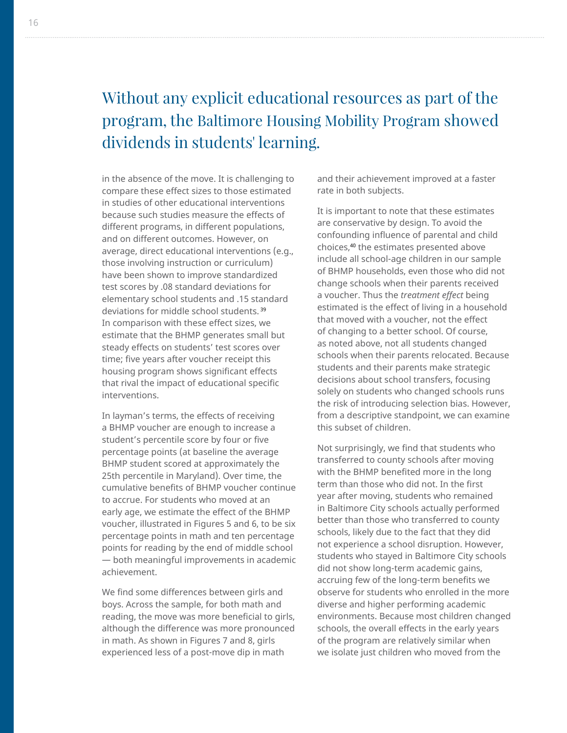## Without any explicit educational resources as part of the program, the Baltimore Housing Mobility Program showed dividends in students' learning.

in the absence of the move. It is challenging to compare these effect sizes to those estimated in studies of other educational interventions because such studies measure the effects of different programs, in different populations, and on different outcomes. However, on average, direct educational interventions (e.g., those involving instruction or curriculum) have been shown to improve standardized test scores by .08 standard deviations for elementary school students and .15 standard deviations for middle school students.[39] In comparison with these effect sizes, we estimate that the BHMP generates small but steady effects on students' test scores over time; five years after voucher receipt this housing program shows significant effects that rival the impact of educational specific interventions.

In layman's terms, the effects of receiving a BHMP voucher are enough to increase a student's percentile score by four or five percentage points (at baseline the average BHMP student scored at approximately the 25th percentile in Maryland). Over time, the cumulative benefits of BHMP voucher continue to accrue. For students who moved at an early age, we estimate the effect of the BHMP voucher, illustrated in Figures 5 and 6, to be six percentage points in math and ten percentage points for reading by the end of middle school — both meaningful improvements in academic achievement.

We find some differences between girls and boys. Across the sample, for both math and reading, the move was more beneficial to girls, although the difference was more pronounced in math. As shown in Figures 7 and 8, girls experienced less of a post-move dip in math and their achievement improved at a faster rate in both subjects.

It is important to note that these estimates are conservative by design. To avoid the confounding influence of parental and child choices,[40] the estimates presented above include all school-age children in our sample of BHMP households, even those who did not change schools when their parents received a voucher. Thus the *treatment effect* being estimated is the effect of living in a household that moved with a voucher, not the effect of changing to a better school. Of course, as noted above, not all students changed schools when their parents relocated. Because students and their parents make strategic decisions about school transfers, focusing solely on students who changed schools runs the risk of introducing selection bias. However, from a descriptive standpoint, we can examine this subset of children.

Not surprisingly, we find that students who transferred to county schools after moving with the BHMP benefited more in the long term than those who did not. In the first year after moving, students who remained in Baltimore City schools actually performed better than those who transferred to county schools, likely due to the fact that they did not experience a school disruption. However, students who stayed in Baltimore City schools did not show long-term academic gains, accruing few of the long-term benefits we observe for students who enrolled in the more diverse and higher performing academic environments. Because most children changed schools, the overall effects in the early years of the program are relatively similar when we isolate just children who moved from the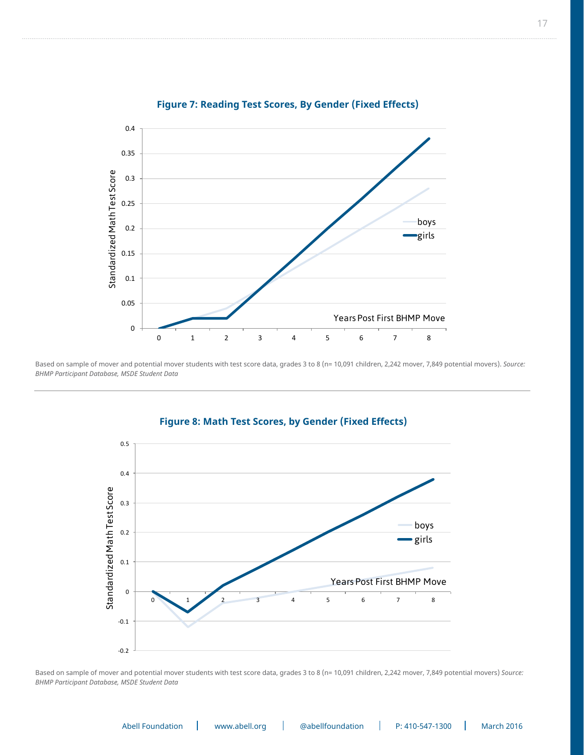**Figure 7: Reading Test Scores, By Gender (Fixed Effects)**

Based on sample of mover and potential mover students with test score data, grades 3 to 8 (n= 10,091 children, 2,242 mover, 7,849 potential movers). *Source: BHMP Participant Database, MSDE Student Data*

**Figure 8: Math Test Scores, by Gender (Fixed Effects)**

Based on sample of mover and potential mover students with test score data, grades 3 to 8 (n= 10,091 children, 2,242 mover, 7,849 potential movers) *Source: BHMP Participant Database, MSDE Student Data*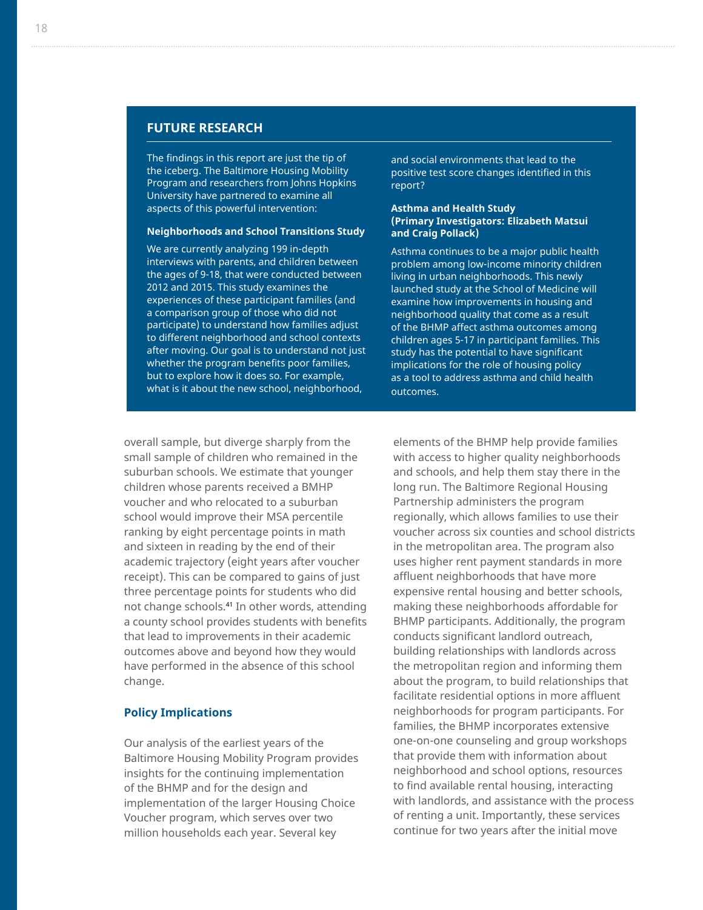## FUTURE RESEARCH

The findings in this report are just the tip of the iceberg. The Baltimore Housing Mobility Program and researchers from Johns Hopkins University have partnered to examine all aspects of this powerful intervention:

**Neighborhoods and School Transitions Study**

We are currently analyzing 199 in-depth interviews with parents, and children between the ages of 9-18, that were conducted between 2012 and 2015. This study examines the experiences of these participant families (and a comparison group of those who did not participate) to understand how families adjust to different neighborhood and school contexts after moving. Our goal is to understand not just whether the program benefits poor families, but to explore how it does so. For example, what is it about the new school, neighborhood, and social environments that lead to the positive test score changes identified in this report?

**Asthma and Health Study (Primary Investigators: Elizabeth Matsui and Craig Pollack)**

Asthma continues to be a major public health problem among low-income minority children living in urban neighborhoods. This newly launched study at the School of Medicine will examine how improvements in housing and neighborhood quality that come as a result of the BHMP affect asthma outcomes among children ages 5-17 in participant families. This study has the potential to have significant implications for the role of housing policy as a tool to address asthma and child health outcomes.

overall sample, but diverge sharply from the small sample of children who remained in the suburban schools. We estimate that younger children whose parents received a BMHP voucher and who relocated to a suburban school would improve their MSA percentile ranking by eight percentage points in math and sixteen in reading by the end of their academic trajectory (eight years after voucher receipt). This can be compared to gains of just three percentage points for students who did not change schools.[41] In other words, attending a county school provides students with benefits that lead to improvements in their academic outcomes above and beyond how they would have performed in the absence of this school change.

### Policy Implications

Our analysis of the earliest years of the Baltimore Housing Mobility Program provides insights for the continuing implementation of the BHMP and for the design and implementation of the larger Housing Choice Voucher program, which serves over two million households each year. Several key elements of the BHMP help provide families with access to higher quality neighborhoods and schools, and help them stay there in the long run. The Baltimore Regional Housing Partnership administers the program regionally, which allows families to use their voucher across six counties and school districts in the metropolitan area. The program also uses higher rent payment standards in more affluent neighborhoods that have more expensive rental housing and better schools, making these neighborhoods affordable for BHMP participants. Additionally, the program conducts significant landlord outreach, building relationships with landlords across the metropolitan region and informing them about the program, to build relationships that facilitate residential options in more affluent neighborhoods for program participants. For families, the BHMP incorporates extensive one-on-one counseling and group workshops that provide them with information about neighborhood and school options, resources to find available rental housing, interacting with landlords, and assistance with the process of renting a unit. Importantly, these services continue for two years after the initial move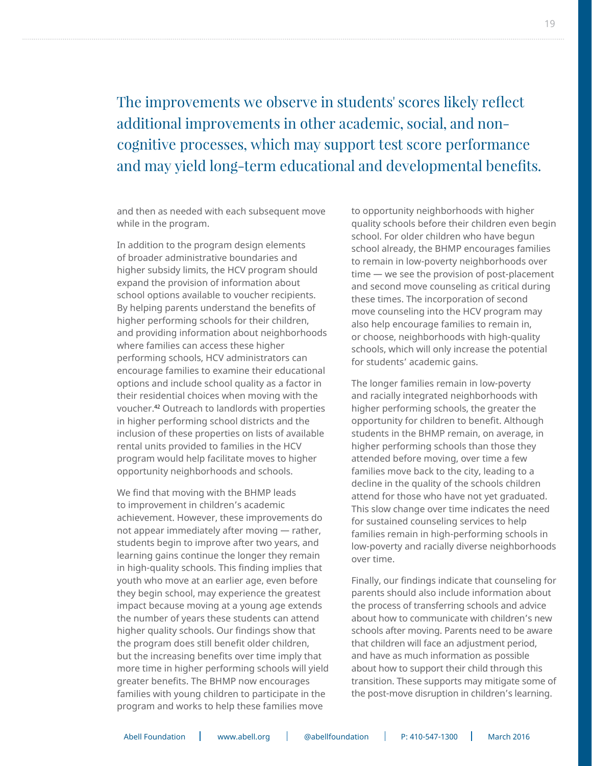> The improvements we observe in students' scores likely reflect additional improvements in other academic, social, and non-cognitive processes, which may support test score performance and may yield long-term educational and developmental benefits.

and then as needed with each subsequent move while in the program.

In addition to the program design elements of broader administrative boundaries and higher subsidy limits, the HCV program should expand the provision of information about school options available to voucher recipients. By helping parents understand the benefits of higher performing schools for their children, and providing information about neighborhoods where families can access these higher performing schools, HCV administrators can encourage families to examine their educational options and include school quality as a factor in their residential choices when moving with the voucher.[42] Outreach to landlords with properties in higher performing school districts and the inclusion of these properties on lists of available rental units provided to families in the HCV program would help facilitate moves to higher opportunity neighborhoods and schools.

We find that moving with the BHMP leads to improvement in children's academic achievement. However, these improvements do not appear immediately after moving — rather, students begin to improve after two years, and learning gains continue the longer they remain in high-quality schools. This finding implies that youth who move at an earlier age, even before they begin school, may experience the greatest impact because moving at a young age extends the number of years these students can attend higher quality schools. Our findings show that the program does still benefit older children, but the increasing benefits over time imply that more time in higher performing schools will yield greater benefits. The BHMP now encourages families with young children to participate in the program and works to help these families move to opportunity neighborhoods with higher quality schools before their children even begin school. For older children who have begun school already, the BHMP encourages families to remain in low-poverty neighborhoods over time — we see the provision of post-placement and second move counseling as critical during these times. The incorporation of second move counseling into the HCV program may also help encourage families to remain in, or choose, neighborhoods with high-quality schools, which will only increase the potential for students' academic gains.

The longer families remain in low-poverty and racially integrated neighborhoods with higher performing schools, the greater the opportunity for children to benefit. Although students in the BHMP remain, on average, in higher performing schools than those they attended before moving, over time a few families move back to the city, leading to a decline in the quality of the schools children attend for those who have not yet graduated. This slow change over time indicates the need for sustained counseling services to help families remain in high-performing schools in low-poverty and racially diverse neighborhoods over time.

Finally, our findings indicate that counseling for parents should also include information about the process of transferring schools and advice about how to communicate with children's new schools after moving. Parents need to be aware that children will face an adjustment period, and have as much information as possible about how to support their child through this transition. These supports may mitigate some of the post-move disruption in children's learning.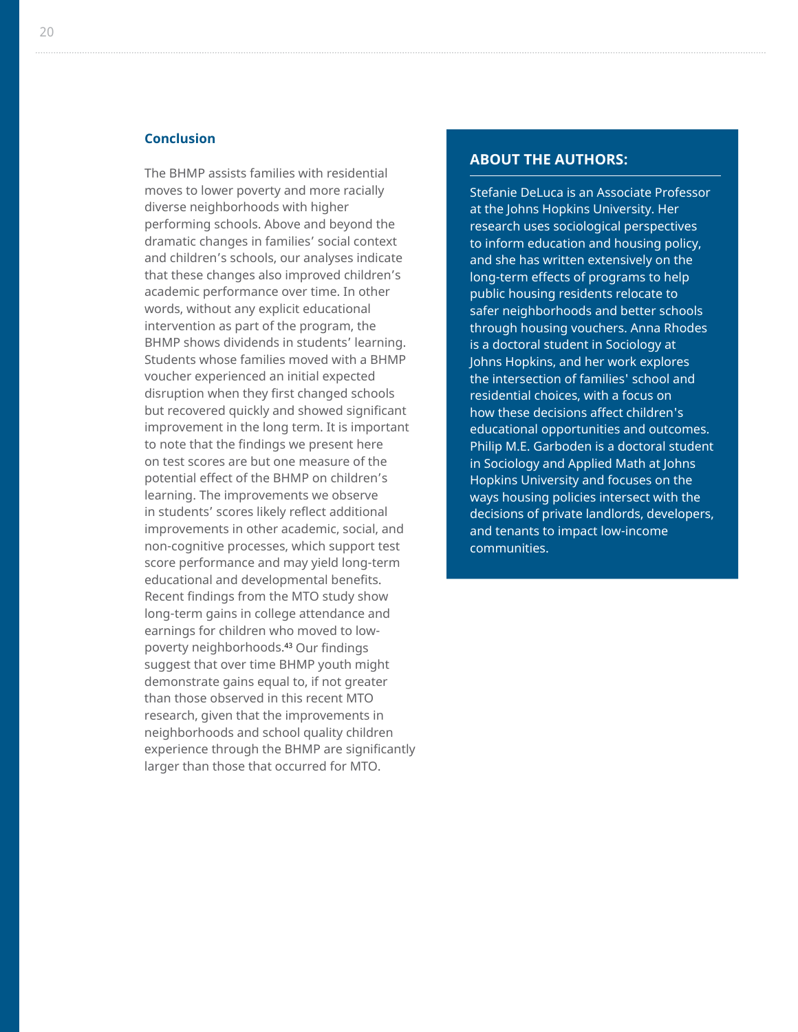## Conclusion

The BHMP assists families with residential moves to lower poverty and more racially diverse neighborhoods with higher performing schools. Above and beyond the dramatic changes in families' social context and children's schools, our analyses indicate that these changes also improved children's academic performance over time. In other words, without any explicit educational intervention as part of the program, the BHMP shows dividends in students' learning. Students whose families moved with a BHMP voucher experienced an initial expected disruption when they first changed schools but recovered quickly and showed significant improvement in the long term. It is important to note that the findings we present here on test scores are but one measure of the potential effect of the BHMP on children's learning. The improvements we observe in students' scores likely reflect additional improvements in other academic, social, and non-cognitive processes, which support test score performance and may yield long-term educational and developmental benefits. Recent findings from the MTO study show long-term gains in college attendance and earnings for children who moved to low-poverty neighborhoods.[43] Our findings suggest that over time BHMP youth might demonstrate gains equal to, if not greater than those observed in this recent MTO research, given that the improvements in neighborhoods and school quality children experience through the BHMP are significantly larger than those that occurred for MTO.

## ABOUT THE AUTHORS:

Stefanie DeLuca is an Associate Professor at the Johns Hopkins University. Her research uses sociological perspectives to inform education and housing policy, and she has written extensively on the long-term effects of programs to help public housing residents relocate to safer neighborhoods and better schools through housing vouchers. Anna Rhodes is a doctoral student in Sociology at Johns Hopkins, and her work explores the intersection of families' school and residential choices, with a focus on how these decisions affect children's educational opportunities and outcomes. Philip M.E. Garboden is a doctoral student in Sociology and Applied Math at Johns Hopkins University and focuses on the ways housing policies intersect with the decisions of private landlords, developers, and tenants to impact low-income communities.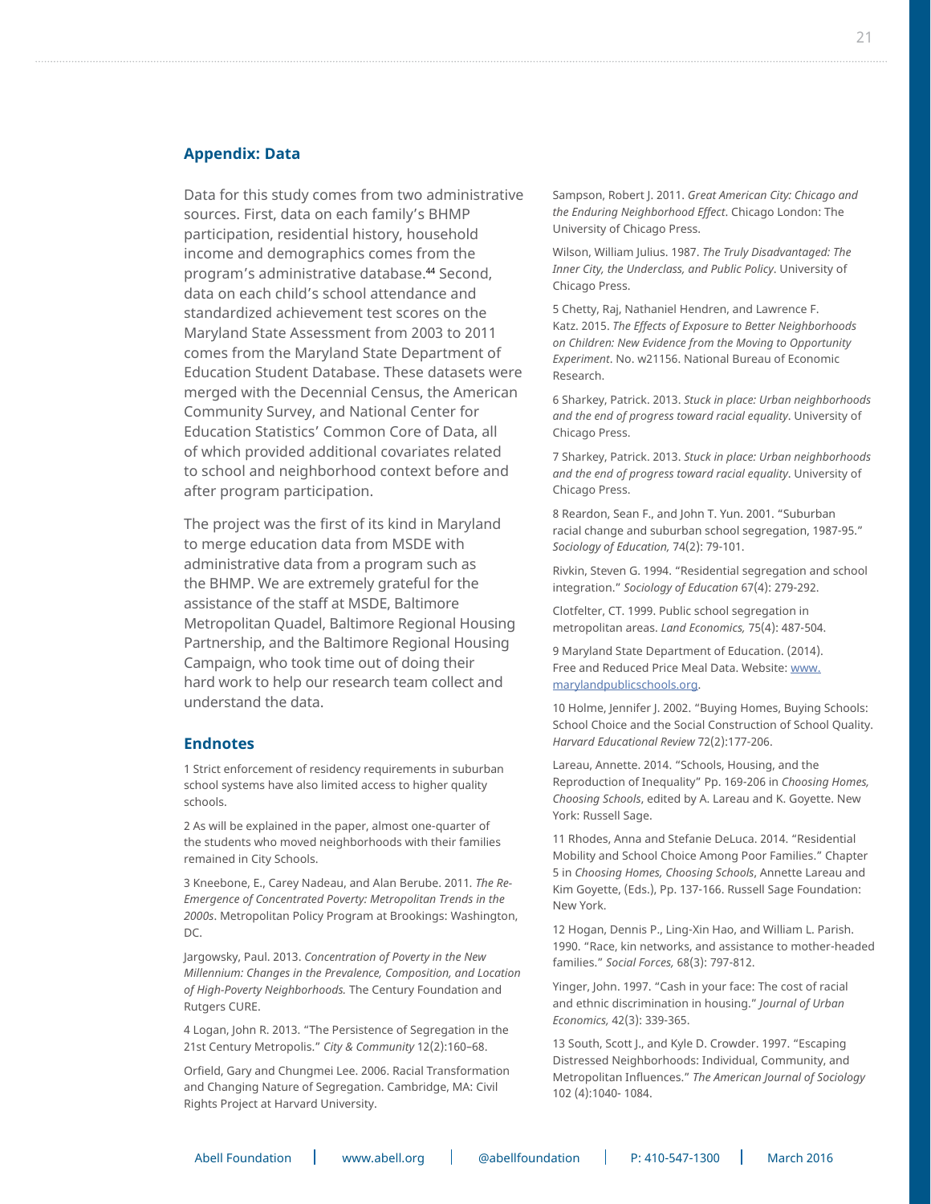## Appendix: Data

Data for this study comes from two administrative sources. First, data on each family's BHMP participation, residential history, household income and demographics comes from the program's administrative database.[44] Second, data on each child's school attendance and standardized achievement test scores on the Maryland State Assessment from 2003 to 2011 comes from the Maryland State Department of Education Student Database. These datasets were merged with the Decennial Census, the American Community Survey, and National Center for Education Statistics' Common Core of Data, all of which provided additional covariates related to school and neighborhood context before and after program participation.

The project was the first of its kind in Maryland to merge education data from MSDE with administrative data from a program such as the BHMP. We are extremely grateful for the assistance of the staff at MSDE, Baltimore Metropolitan Quadel, Baltimore Regional Housing Partnership, and the Baltimore Regional Housing Campaign, who took time out of doing their hard work to help our research team collect and understand the data.

## Endnotes

1 Strict enforcement of residency requirements in suburban school systems have also limited access to higher quality schools.

2 As will be explained in the paper, almost one-quarter of the students who moved neighborhoods with their families remained in City Schools.

3 Kneebone, E., Carey Nadeau, and Alan Berube. 2011. *The Re-Emergence of Concentrated Poverty: Metropolitan Trends in the 2000s*. Metropolitan Policy Program at Brookings: Washington, DC.

Jargowsky, Paul. 2013. *Concentration of Poverty in the New Millennium: Changes in the Prevalence, Composition, and Location of High-Poverty Neighborhoods.* The Century Foundation and Rutgers CURE.

4 Logan, John R. 2013. "The Persistence of Segregation in the 21st Century Metropolis." *City & Community* 12(2):160–68.

Orfield, Gary and Chungmei Lee. 2006. Racial Transformation and Changing Nature of Segregation. Cambridge, MA: Civil Rights Project at Harvard University.

Sampson, Robert J. 2011. *Great American City: Chicago and the Enduring Neighborhood Effect*. Chicago London: The University of Chicago Press.

Wilson, William Julius. 1987. *The Truly Disadvantaged: The Inner City, the Underclass, and Public Policy*. University of Chicago Press.

5 Chetty, Raj, Nathaniel Hendren, and Lawrence F. Katz. 2015. *The Effects of Exposure to Better Neighborhoods on Children: New Evidence from the Moving to Opportunity Experiment*. No. w21156. National Bureau of Economic Research.

6 Sharkey, Patrick. 2013. *Stuck in place: Urban neighborhoods and the end of progress toward racial equality*. University of Chicago Press.

7 Sharkey, Patrick. 2013. *Stuck in place: Urban neighborhoods and the end of progress toward racial equality*. University of Chicago Press.

8 Reardon, Sean F., and John T. Yun. 2001. "Suburban racial change and suburban school segregation, 1987-95." *Sociology of Education,* 74(2): 79-101.

Rivkin, Steven G. 1994. "Residential segregation and school integration." *Sociology of Education* 67(4): 279-292.

Clotfelter, CT. 1999. Public school segregation in metropolitan areas. *Land Economics,* 75(4): 487-504.

9 Maryland State Department of Education. (2014). Free and Reduced Price Meal Data. Website: www.marylandpublicschools.org.

10 Holme, Jennifer J. 2002. "Buying Homes, Buying Schools: School Choice and the Social Construction of School Quality. *Harvard Educational Review* 72(2):177-206.

Lareau, Annette. 2014. "Schools, Housing, and the Reproduction of Inequality" Pp. 169-206 in *Choosing Homes, Choosing Schools*, edited by A. Lareau and K. Goyette. New York: Russell Sage.

11 Rhodes, Anna and Stefanie DeLuca. 2014. "Residential Mobility and School Choice Among Poor Families." Chapter 5 in *Choosing Homes, Choosing Schools*, Annette Lareau and Kim Goyette, (Eds.), Pp. 137-166. Russell Sage Foundation: New York.

12 Hogan, Dennis P., Ling-Xin Hao, and William L. Parish. 1990. "Race, kin networks, and assistance to mother-headed families." *Social Forces,* 68(3): 797-812.

Yinger, John. 1997. "Cash in your face: The cost of racial and ethnic discrimination in housing." *Journal of Urban Economics,* 42(3): 339-365.

13 South, Scott J., and Kyle D. Crowder. 1997. "Escaping Distressed Neighborhoods: Individual, Community, and Metropolitan Influences." *The American Journal of Sociology* 102 (4):1040- 1084.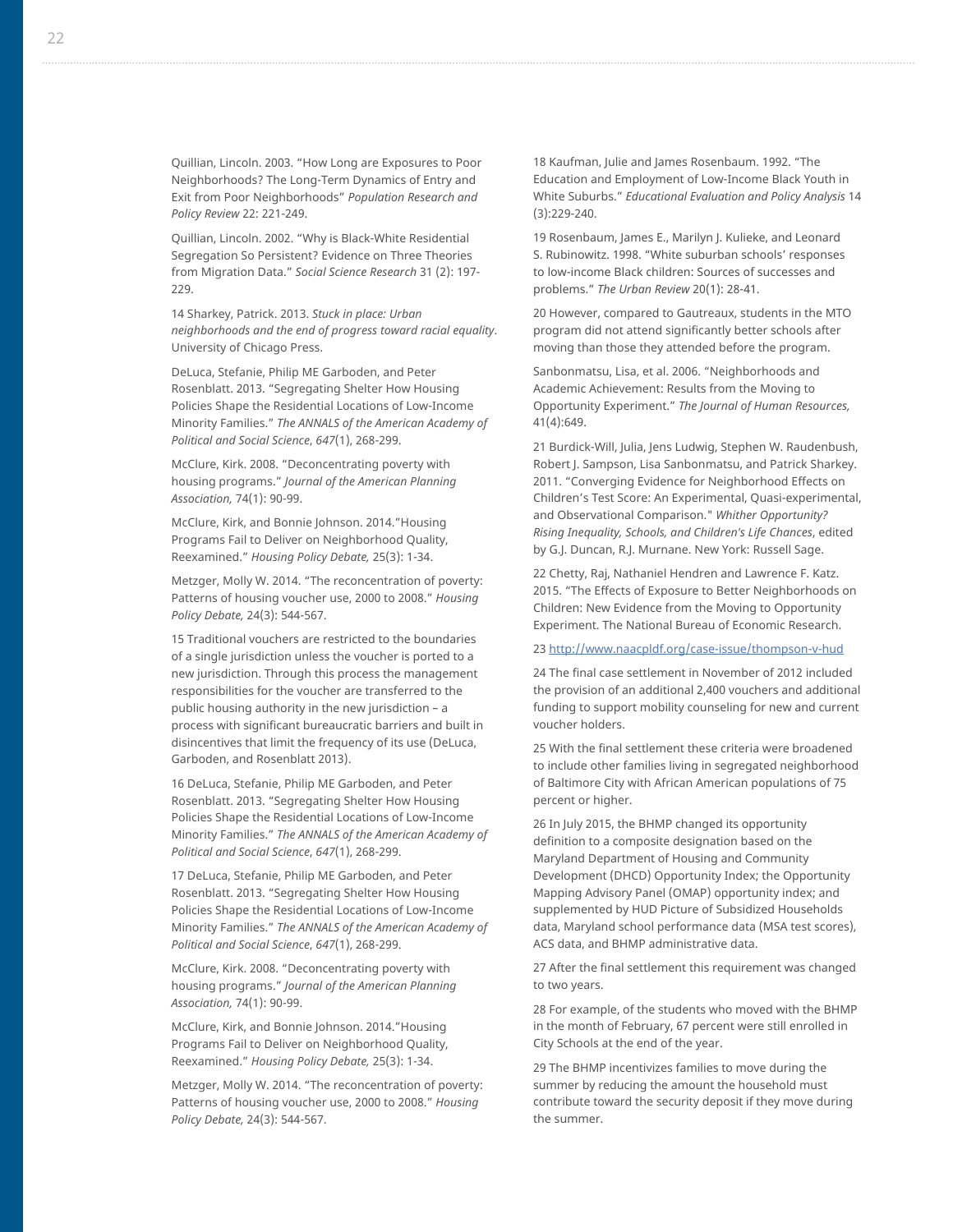Quillian, Lincoln. 2003. "How Long are Exposures to Poor Neighborhoods? The Long-Term Dynamics of Entry and Exit from Poor Neighborhoods" *Population Research and Policy Review* 22: 221-249.

Quillian, Lincoln. 2002. "Why is Black-White Residential Segregation So Persistent? Evidence on Three Theories from Migration Data." *Social Science Research* 31 (2): 197-229.

14 Sharkey, Patrick. 2013. *Stuck in place: Urban neighborhoods and the end of progress toward racial equality*. University of Chicago Press.

DeLuca, Stefanie, Philip ME Garboden, and Peter Rosenblatt. 2013. "Segregating Shelter How Housing Policies Shape the Residential Locations of Low-Income Minority Families." *The ANNALS of the American Academy of Political and Social Science*, *647*(1), 268-299.

McClure, Kirk. 2008. "Deconcentrating poverty with housing programs." *Journal of the American Planning Association,* 74(1): 90-99.

McClure, Kirk, and Bonnie Johnson. 2014."Housing Programs Fail to Deliver on Neighborhood Quality, Reexamined." *Housing Policy Debate,* 25(3): 1-34.

Metzger, Molly W. 2014. "The reconcentration of poverty: Patterns of housing voucher use, 2000 to 2008." *Housing Policy Debate,* 24(3): 544-567.

15 Traditional vouchers are restricted to the boundaries of a single jurisdiction unless the voucher is ported to a new jurisdiction. Through this process the management responsibilities for the voucher are transferred to the public housing authority in the new jurisdiction – a process with significant bureaucratic barriers and built in disincentives that limit the frequency of its use (DeLuca, Garboden, and Rosenblatt 2013).

16 DeLuca, Stefanie, Philip ME Garboden, and Peter Rosenblatt. 2013. "Segregating Shelter How Housing Policies Shape the Residential Locations of Low-Income Minority Families." *The ANNALS of the American Academy of Political and Social Science*, *647*(1), 268-299.

17 DeLuca, Stefanie, Philip ME Garboden, and Peter Rosenblatt. 2013. "Segregating Shelter How Housing Policies Shape the Residential Locations of Low-Income Minority Families." *The ANNALS of the American Academy of Political and Social Science*, *647*(1), 268-299.

McClure, Kirk. 2008. "Deconcentrating poverty with housing programs." *Journal of the American Planning Association,* 74(1): 90-99.

McClure, Kirk, and Bonnie Johnson. 2014."Housing Programs Fail to Deliver on Neighborhood Quality, Reexamined." *Housing Policy Debate,* 25(3): 1-34.

Metzger, Molly W. 2014. "The reconcentration of poverty: Patterns of housing voucher use, 2000 to 2008." *Housing Policy Debate,* 24(3): 544-567.

18 Kaufman, Julie and James Rosenbaum. 1992. "The Education and Employment of Low-Income Black Youth in White Suburbs." *Educational Evaluation and Policy Analysis* 14 (3):229-240.

19 Rosenbaum, James E., Marilyn J. Kulieke, and Leonard S. Rubinowitz. 1998. "White suburban schools' responses to low-income Black children: Sources of successes and problems." *The Urban Review* 20(1): 28-41.

20 However, compared to Gautreaux, students in the MTO program did not attend significantly better schools after moving than those they attended before the program.

Sanbonmatsu, Lisa, et al. 2006. "Neighborhoods and Academic Achievement: Results from the Moving to Opportunity Experiment." *The Journal of Human Resources,* 41(4):649.

21 Burdick-Will, Julia, Jens Ludwig, Stephen W. Raudenbush, Robert J. Sampson, Lisa Sanbonmatsu, and Patrick Sharkey. 2011. "Converging Evidence for Neighborhood Effects on Children's Test Score: An Experimental, Quasi-experimental, and Observational Comparison." *Whither Opportunity? Rising Inequality, Schools, and Children's Life Chances*, edited by G.J. Duncan, R.J. Murnane. New York: Russell Sage.

22 Chetty, Raj, Nathaniel Hendren and Lawrence F. Katz. 2015. "The Effects of Exposure to Better Neighborhoods on Children: New Evidence from the Moving to Opportunity Experiment. The National Bureau of Economic Research.

23 http://www.naacpldf.org/case-issue/thompson-v-hud

24 The final case settlement in November of 2012 included the provision of an additional 2,400 vouchers and additional funding to support mobility counseling for new and current voucher holders.

25 With the final settlement these criteria were broadened to include other families living in segregated neighborhood of Baltimore City with African American populations of 75 percent or higher.

26 In July 2015, the BHMP changed its opportunity definition to a composite designation based on the Maryland Department of Housing and Community Development (DHCD) Opportunity Index; the Opportunity Mapping Advisory Panel (OMAP) opportunity index; and supplemented by HUD Picture of Subsidized Households data, Maryland school performance data (MSA test scores), ACS data, and BHMP administrative data.

27 After the final settlement this requirement was changed to two years.

28 For example, of the students who moved with the BHMP in the month of February, 67 percent were still enrolled in City Schools at the end of the year.

29 The BHMP incentivizes families to move during the summer by reducing the amount the household must contribute toward the security deposit if they move during the summer.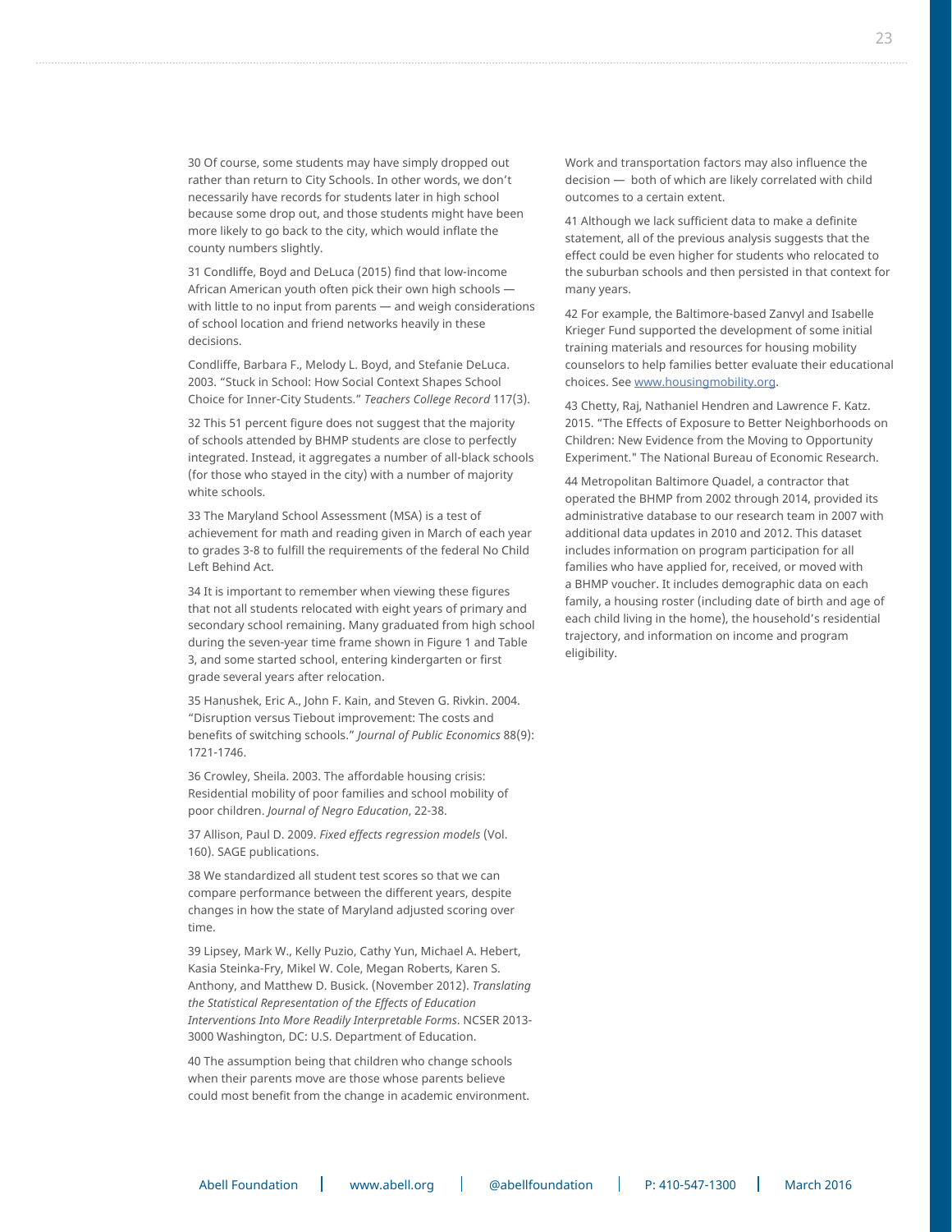30 Of course, some students may have simply dropped out rather than return to City Schools. In other words, we don't necessarily have records for students later in high school because some drop out, and those students might have been more likely to go back to the city, which would inflate the county numbers slightly.

31 Condliffe, Boyd and DeLuca (2015) find that low-income African American youth often pick their own high schools — with little to no input from parents — and weigh considerations of school location and friend networks heavily in these decisions.

Condliffe, Barbara F., Melody L. Boyd, and Stefanie DeLuca. 2003. "Stuck in School: How Social Context Shapes School Choice for Inner-City Students." *Teachers College Record* 117(3).

32 This 51 percent figure does not suggest that the majority of schools attended by BHMP students are close to perfectly integrated. Instead, it aggregates a number of all-black schools (for those who stayed in the city) with a number of majority white schools.

33 The Maryland School Assessment (MSA) is a test of achievement for math and reading given in March of each year to grades 3-8 to fulfill the requirements of the federal No Child Left Behind Act.

34 It is important to remember when viewing these figures that not all students relocated with eight years of primary and secondary school remaining. Many graduated from high school during the seven-year time frame shown in Figure 1 and Table 3, and some started school, entering kindergarten or first grade several years after relocation.

35 Hanushek, Eric A., John F. Kain, and Steven G. Rivkin. 2004. "Disruption versus Tiebout improvement: The costs and benefits of switching schools." *Journal of Public Economics* 88(9): 1721-1746.

36 Crowley, Sheila. 2003. The affordable housing crisis: Residential mobility of poor families and school mobility of poor children. *Journal of Negro Education*, 22-38.

37 Allison, Paul D. 2009. *Fixed effects regression models* (Vol. 160). SAGE publications.

38 We standardized all student test scores so that we can compare performance between the different years, despite changes in how the state of Maryland adjusted scoring over time.

39 Lipsey, Mark W., Kelly Puzio, Cathy Yun, Michael A. Hebert, Kasia Steinka-Fry, Mikel W. Cole, Megan Roberts, Karen S. Anthony, and Matthew D. Busick. (November 2012). *Translating the Statistical Representation of the Effects of Education Interventions Into More Readily Interpretable Forms*. NCSER 2013-3000 Washington, DC: U.S. Department of Education.

40 The assumption being that children who change schools when their parents move are those whose parents believe could most benefit from the change in academic environment. Work and transportation factors may also influence the decision — both of which are likely correlated with child outcomes to a certain extent.

41 Although we lack sufficient data to make a definite statement, all of the previous analysis suggests that the effect could be even higher for students who relocated to the suburban schools and then persisted in that context for many years.

42 For example, the Baltimore-based Zanvyl and Isabelle Krieger Fund supported the development of some initial training materials and resources for housing mobility counselors to help families better evaluate their educational choices. See www.housingmobility.org.

43 Chetty, Raj, Nathaniel Hendren and Lawrence F. Katz. 2015. "The Effects of Exposure to Better Neighborhoods on Children: New Evidence from the Moving to Opportunity Experiment." The National Bureau of Economic Research.

44 Metropolitan Baltimore Quadel, a contractor that operated the BHMP from 2002 through 2014, provided its administrative database to our research team in 2007 with additional data updates in 2010 and 2012. This dataset includes information on program participation for all families who have applied for, received, or moved with a BHMP voucher. It includes demographic data on each family, a housing roster (including date of birth and age of each child living in the home), the household's residential trajectory, and information on income and program eligibility.